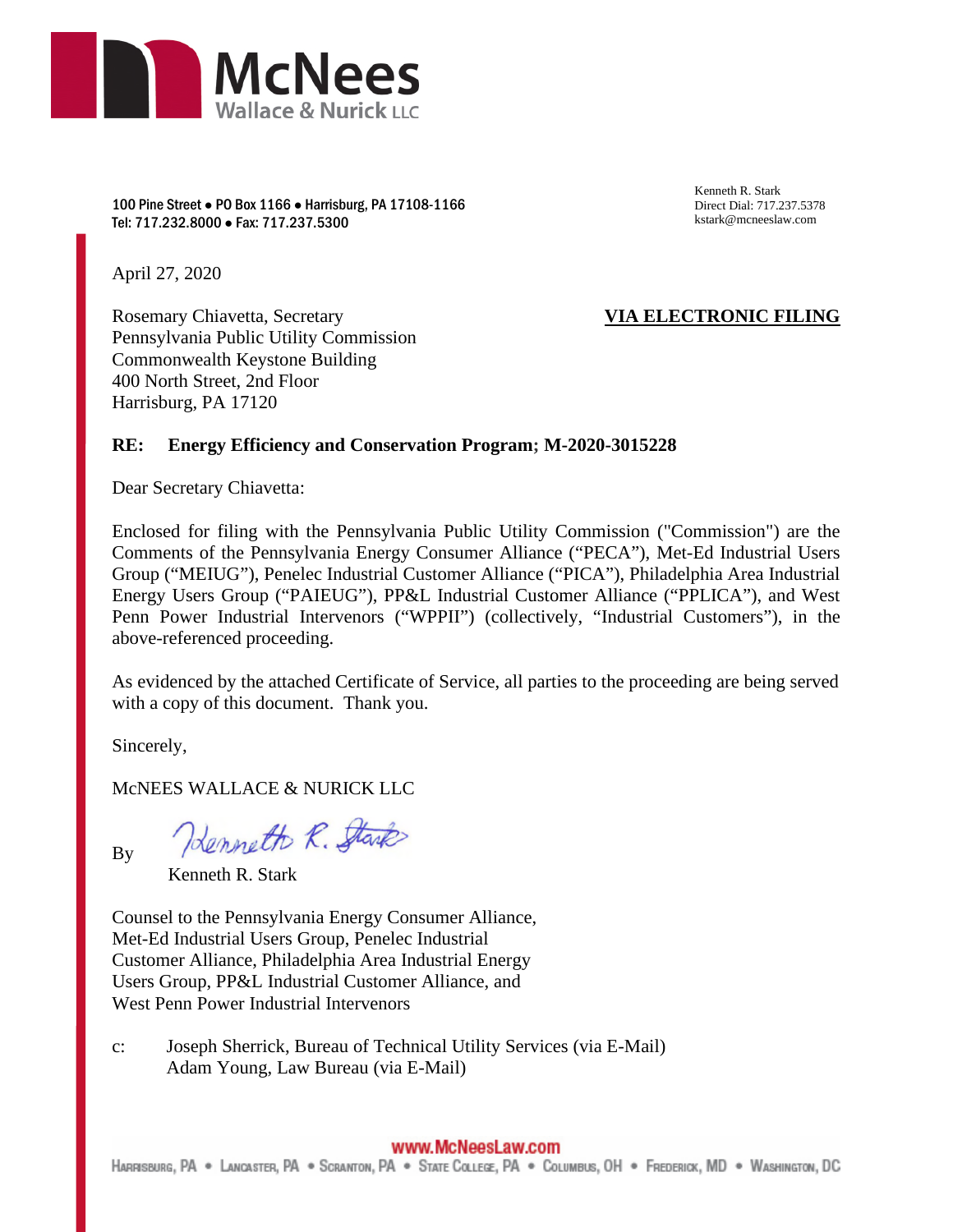McNees Wallace & Nurick LLC

100 Pine Street • PO Box 1166 • Harrisburg, PA 17108-1166
Tel: 717.232.8000 • Fax: 717.237.5300

Kenneth R. Stark
Direct Dial: 717.237.5378
kstark@mcneeslaw.com

April 27, 2020

Rosemary Chiavetta, Secretary
Pennsylvania Public Utility Commission
Commonwealth Keystone Building
400 North Street, 2nd Floor
Harrisburg, PA 17120

**VIA ELECTRONIC FILING**

**RE: Energy Efficiency and Conservation Program; M-2020-3015228**

Dear Secretary Chiavetta:

Enclosed for filing with the Pennsylvania Public Utility Commission ("Commission") are the Comments of the Pennsylvania Energy Consumer Alliance ("PECA"), Met-Ed Industrial Users Group ("MEIUG"), Penelec Industrial Customer Alliance ("PICA"), Philadelphia Area Industrial Energy Users Group ("PAIEUG"), PP&L Industrial Customer Alliance ("PPLICA"), and West Penn Power Industrial Intervenors ("WPPII") (collectively, "Industrial Customers"), in the above-referenced proceeding.

As evidenced by the attached Certificate of Service, all parties to the proceeding are being served with a copy of this document. Thank you.

Sincerely,

McNEES WALLACE & NURICK LLC

By Kenneth R. Stark
Kenneth R. Stark

Counsel to the Pennsylvania Energy Consumer Alliance, Met-Ed Industrial Users Group, Penelec Industrial Customer Alliance, Philadelphia Area Industrial Energy Users Group, PP&L Industrial Customer Alliance, and West Penn Power Industrial Intervenors

c: Joseph Sherrick, Bureau of Technical Utility Services (via E-Mail)
Adam Young, Law Bureau (via E-Mail)

www.McNeesLaw.com
Harrisburg, PA • Lancaster, PA • Scranton, PA • State College, PA • Columbus, OH • Frederick, MD • Washington, DC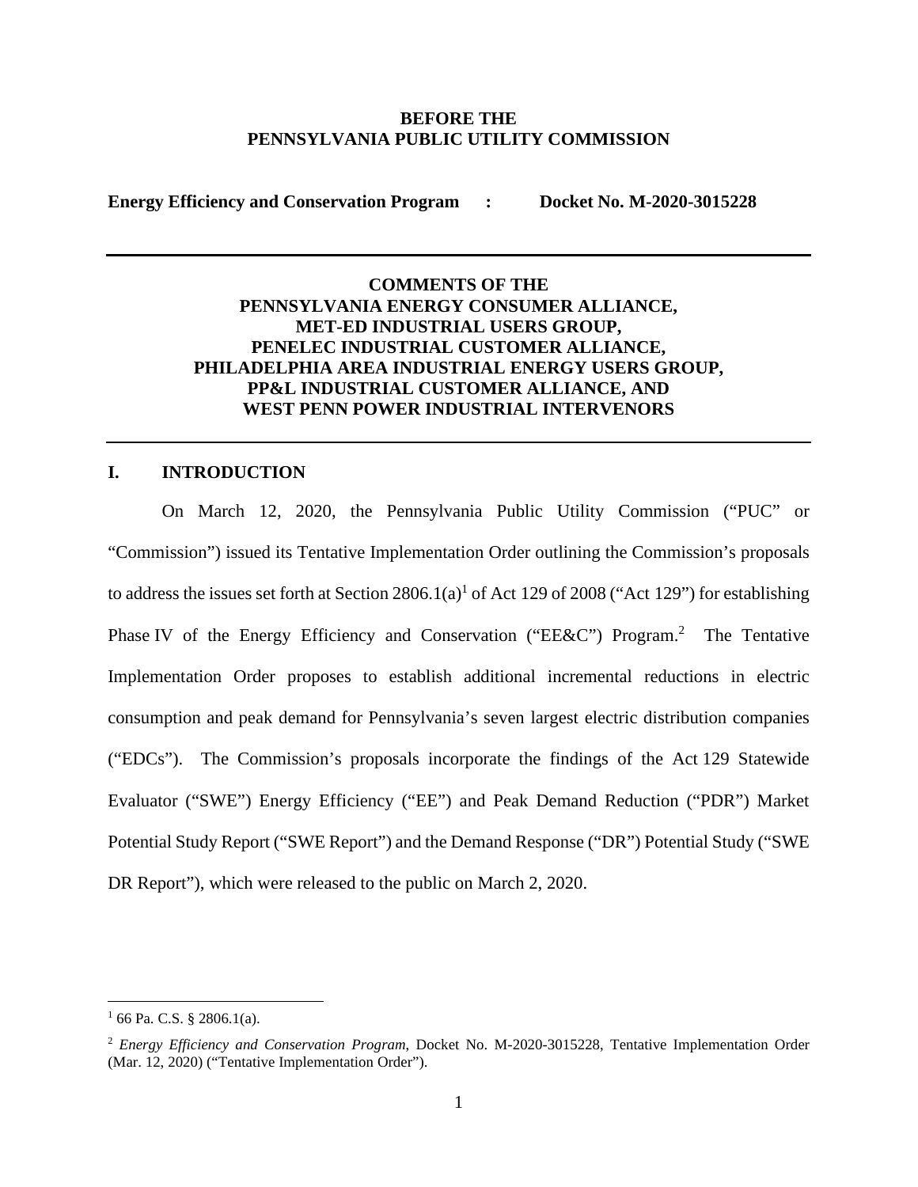**BEFORE THE**
**PENNSYLVANIA PUBLIC UTILITY COMMISSION**

**Energy Efficiency and Conservation Program : Docket No. M-2020-3015228**

---

# COMMENTS OF THE PENNSYLVANIA ENERGY CONSUMER ALLIANCE, MET-ED INDUSTRIAL USERS GROUP, PENELEC INDUSTRIAL CUSTOMER ALLIANCE, PHILADELPHIA AREA INDUSTRIAL ENERGY USERS GROUP, PP&L INDUSTRIAL CUSTOMER ALLIANCE, AND WEST PENN POWER INDUSTRIAL INTERVENORS

---

## I. INTRODUCTION

On March 12, 2020, the Pennsylvania Public Utility Commission ("PUC" or "Commission") issued its Tentative Implementation Order outlining the Commission's proposals to address the issues set forth at Section 2806.1(a)[1] of Act 129 of 2008 ("Act 129") for establishing Phase IV of the Energy Efficiency and Conservation ("EE&C") Program.[2] The Tentative Implementation Order proposes to establish additional incremental reductions in electric consumption and peak demand for Pennsylvania's seven largest electric distribution companies ("EDCs"). The Commission's proposals incorporate the findings of the Act 129 Statewide Evaluator ("SWE") Energy Efficiency ("EE") and Peak Demand Reduction ("PDR") Market Potential Study Report ("SWE Report") and the Demand Response ("DR") Potential Study ("SWE DR Report"), which were released to the public on March 2, 2020.

---

[1] 66 Pa. C.S. § 2806.1(a).

[2] *Energy Efficiency and Conservation Program*, Docket No. M-2020-3015228, Tentative Implementation Order (Mar. 12, 2020) ("Tentative Implementation Order").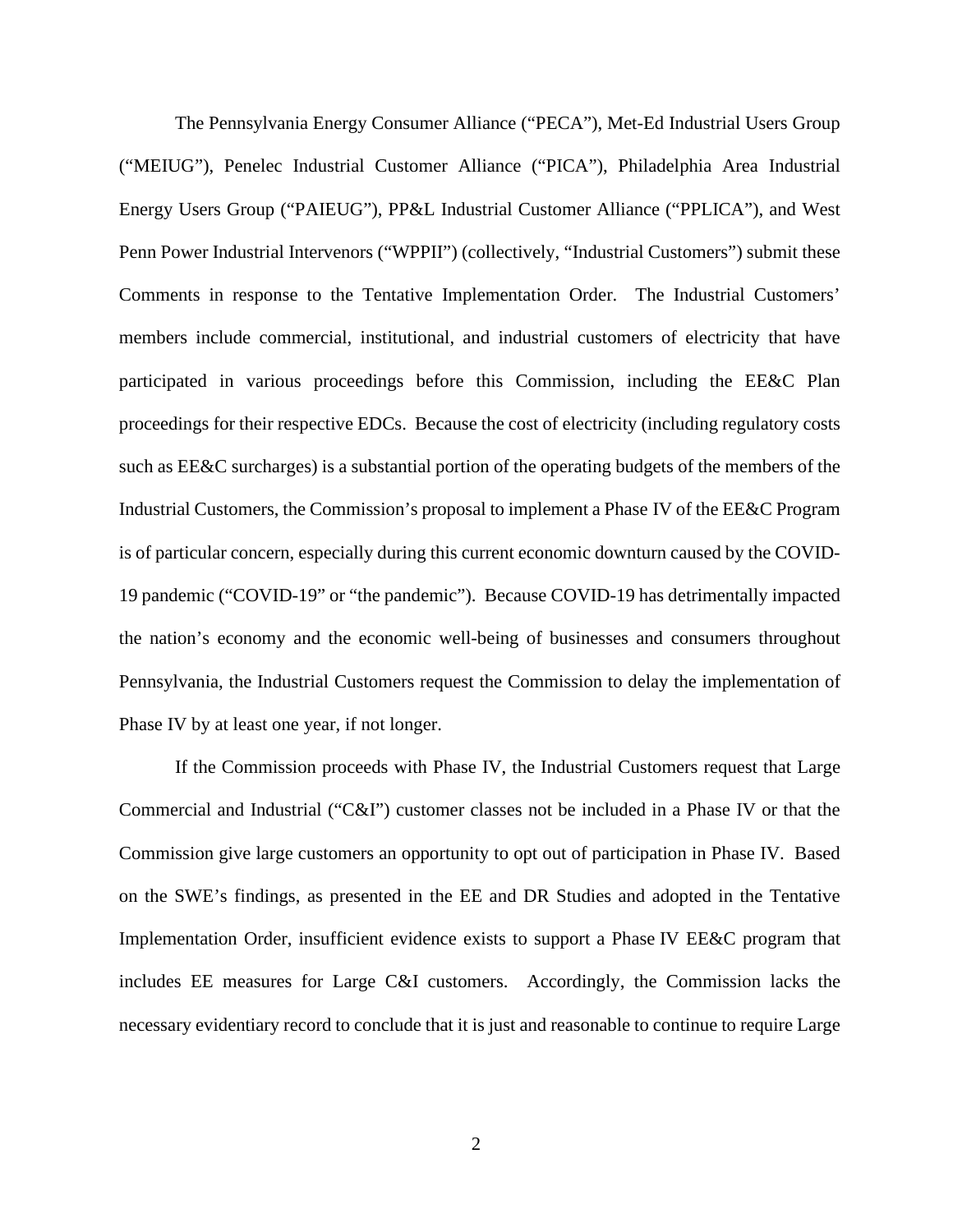The Pennsylvania Energy Consumer Alliance ("PECA"), Met-Ed Industrial Users Group ("MEIUG"), Penelec Industrial Customer Alliance ("PICA"), Philadelphia Area Industrial Energy Users Group ("PAIEUG"), PP&L Industrial Customer Alliance ("PPLICA"), and West Penn Power Industrial Intervenors ("WPPII") (collectively, "Industrial Customers") submit these Comments in response to the Tentative Implementation Order. The Industrial Customers' members include commercial, institutional, and industrial customers of electricity that have participated in various proceedings before this Commission, including the EE&C Plan proceedings for their respective EDCs. Because the cost of electricity (including regulatory costs such as EE&C surcharges) is a substantial portion of the operating budgets of the members of the Industrial Customers, the Commission's proposal to implement a Phase IV of the EE&C Program is of particular concern, especially during this current economic downturn caused by the COVID-19 pandemic ("COVID-19" or "the pandemic"). Because COVID-19 has detrimentally impacted the nation's economy and the economic well-being of businesses and consumers throughout Pennsylvania, the Industrial Customers request the Commission to delay the implementation of Phase IV by at least one year, if not longer.

If the Commission proceeds with Phase IV, the Industrial Customers request that Large Commercial and Industrial ("C&I") customer classes not be included in a Phase IV or that the Commission give large customers an opportunity to opt out of participation in Phase IV. Based on the SWE's findings, as presented in the EE and DR Studies and adopted in the Tentative Implementation Order, insufficient evidence exists to support a Phase IV EE&C program that includes EE measures for Large C&I customers. Accordingly, the Commission lacks the necessary evidentiary record to conclude that it is just and reasonable to continue to require Large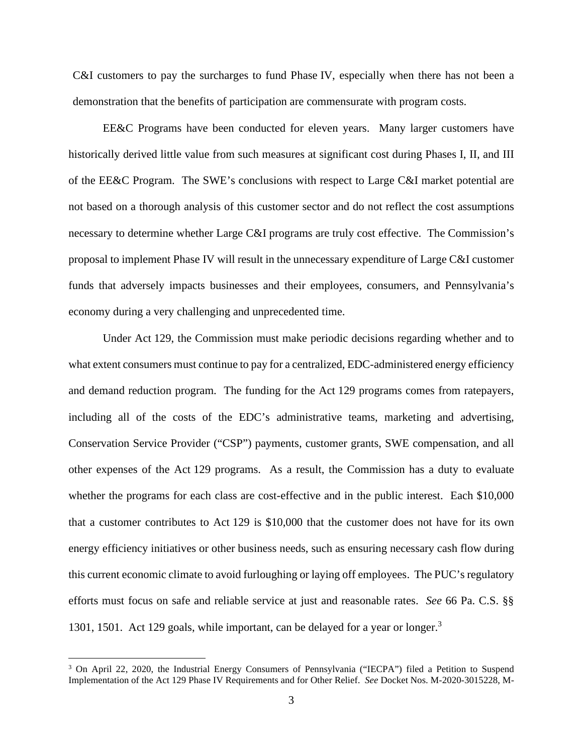C&I customers to pay the surcharges to fund Phase IV, especially when there has not been a demonstration that the benefits of participation are commensurate with program costs.

EE&C Programs have been conducted for eleven years. Many larger customers have historically derived little value from such measures at significant cost during Phases I, II, and III of the EE&C Program. The SWE's conclusions with respect to Large C&I market potential are not based on a thorough analysis of this customer sector and do not reflect the cost assumptions necessary to determine whether Large C&I programs are truly cost effective. The Commission's proposal to implement Phase IV will result in the unnecessary expenditure of Large C&I customer funds that adversely impacts businesses and their employees, consumers, and Pennsylvania's economy during a very challenging and unprecedented time.

Under Act 129, the Commission must make periodic decisions regarding whether and to what extent consumers must continue to pay for a centralized, EDC-administered energy efficiency and demand reduction program. The funding for the Act 129 programs comes from ratepayers, including all of the costs of the EDC's administrative teams, marketing and advertising, Conservation Service Provider ("CSP") payments, customer grants, SWE compensation, and all other expenses of the Act 129 programs. As a result, the Commission has a duty to evaluate whether the programs for each class are cost-effective and in the public interest. Each $10,000 that a customer contributes to Act 129 is $10,000 that the customer does not have for its own energy efficiency initiatives or other business needs, such as ensuring necessary cash flow during this current economic climate to avoid furloughing or laying off employees. The PUC's regulatory efforts must focus on safe and reliable service at just and reasonable rates. *See* 66 Pa. C.S. §§ 1301, 1501. Act 129 goals, while important, can be delayed for a year or longer.[3]

[3] On April 22, 2020, the Industrial Energy Consumers of Pennsylvania ("IECPA") filed a Petition to Suspend Implementation of the Act 129 Phase IV Requirements and for Other Relief. *See* Docket Nos. M-2020-3015228, M-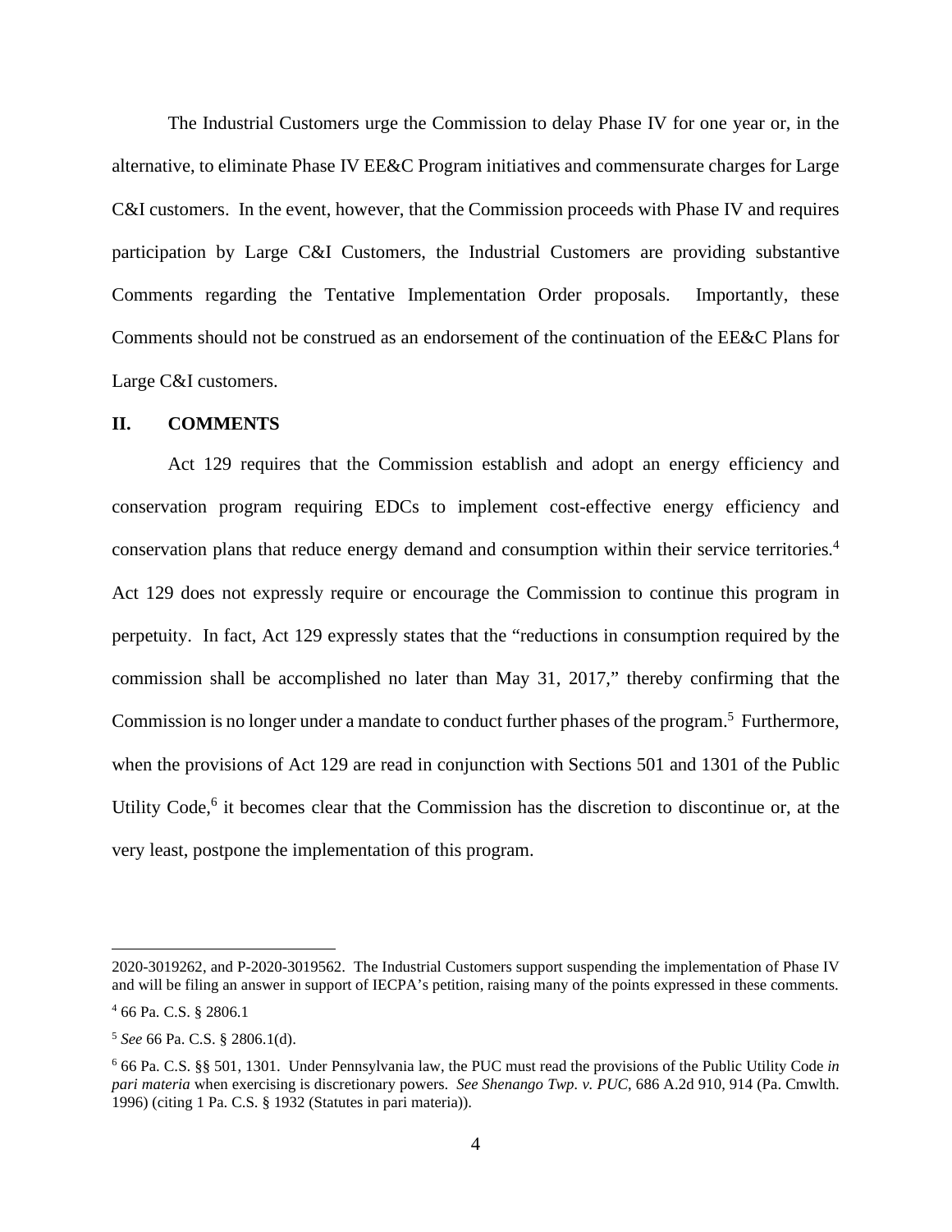The Industrial Customers urge the Commission to delay Phase IV for one year or, in the alternative, to eliminate Phase IV EE&C Program initiatives and commensurate charges for Large C&I customers. In the event, however, that the Commission proceeds with Phase IV and requires participation by Large C&I Customers, the Industrial Customers are providing substantive Comments regarding the Tentative Implementation Order proposals. Importantly, these Comments should not be construed as an endorsement of the continuation of the EE&C Plans for Large C&I customers.

## II. COMMENTS

Act 129 requires that the Commission establish and adopt an energy efficiency and conservation program requiring EDCs to implement cost-effective energy efficiency and conservation plans that reduce energy demand and consumption within their service territories.[4] Act 129 does not expressly require or encourage the Commission to continue this program in perpetuity. In fact, Act 129 expressly states that the "reductions in consumption required by the commission shall be accomplished no later than May 31, 2017," thereby confirming that the Commission is no longer under a mandate to conduct further phases of the program.[5] Furthermore, when the provisions of Act 129 are read in conjunction with Sections 501 and 1301 of the Public Utility Code,[6] it becomes clear that the Commission has the discretion to discontinue or, at the very least, postpone the implementation of this program.

---

2020-3019262, and P-2020-3019562. The Industrial Customers support suspending the implementation of Phase IV and will be filing an answer in support of IECPA's petition, raising many of the points expressed in these comments.

[4] 66 Pa. C.S. § 2806.1

[5] *See* 66 Pa. C.S. § 2806.1(d).

[6] 66 Pa. C.S. §§ 501, 1301. Under Pennsylvania law, the PUC must read the provisions of the Public Utility Code *in pari materia* when exercising is discretionary powers. *See Shenango Twp. v. PUC*, 686 A.2d 910, 914 (Pa. Cmwlth. 1996) (citing 1 Pa. C.S. § 1932 (Statutes in pari materia)).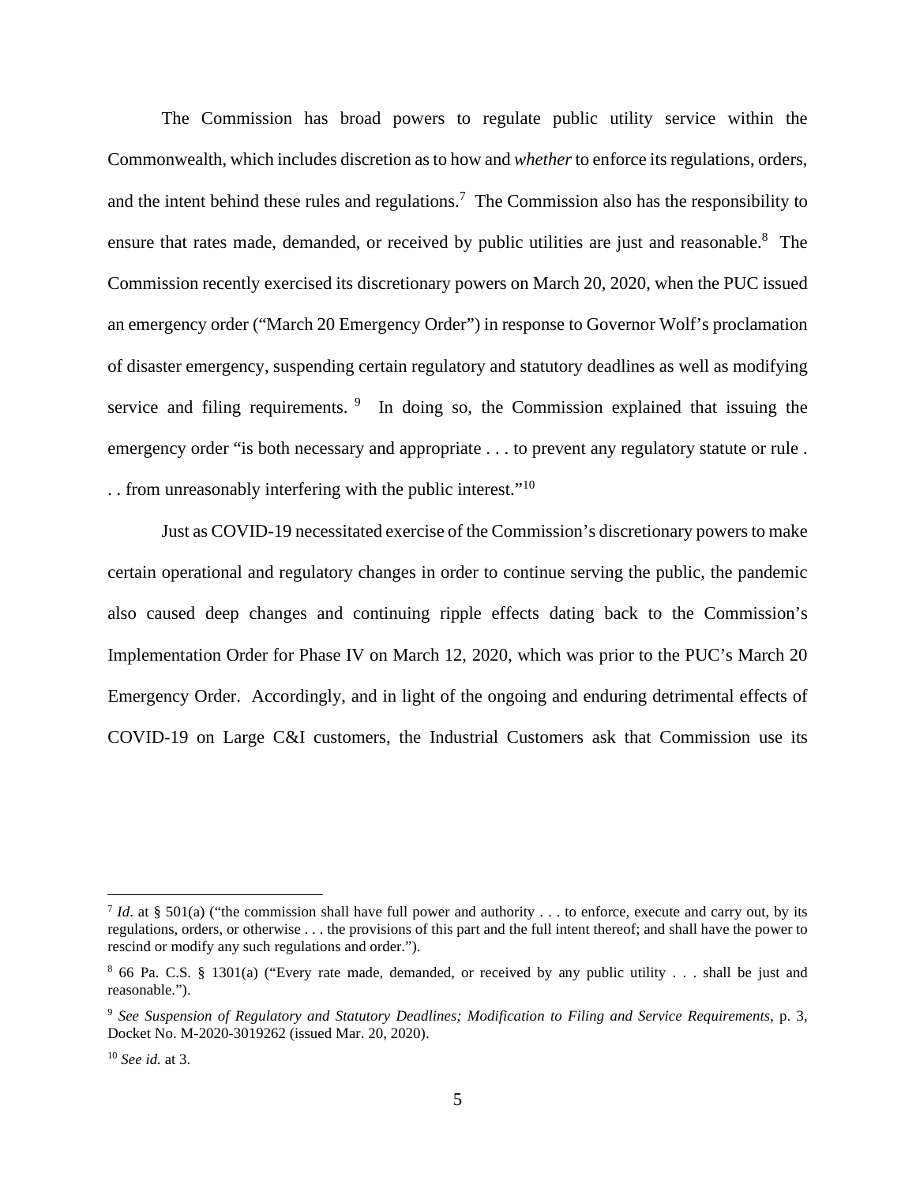The Commission has broad powers to regulate public utility service within the Commonwealth, which includes discretion as to how and *whether* to enforce its regulations, orders, and the intent behind these rules and regulations.[7] The Commission also has the responsibility to ensure that rates made, demanded, or received by public utilities are just and reasonable.[8] The Commission recently exercised its discretionary powers on March 20, 2020, when the PUC issued an emergency order ("March 20 Emergency Order") in response to Governor Wolf's proclamation of disaster emergency, suspending certain regulatory and statutory deadlines as well as modifying service and filing requirements.[9] In doing so, the Commission explained that issuing the emergency order "is both necessary and appropriate . . . to prevent any regulatory statute or rule . . . from unreasonably interfering with the public interest."[10]

Just as COVID-19 necessitated exercise of the Commission's discretionary powers to make certain operational and regulatory changes in order to continue serving the public, the pandemic also caused deep changes and continuing ripple effects dating back to the Commission's Implementation Order for Phase IV on March 12, 2020, which was prior to the PUC's March 20 Emergency Order. Accordingly, and in light of the ongoing and enduring detrimental effects of COVID-19 on Large C&I customers, the Industrial Customers ask that Commission use its

---

[7] *Id*. at § 501(a) ("the commission shall have full power and authority . . . to enforce, execute and carry out, by its regulations, orders, or otherwise . . . the provisions of this part and the full intent thereof; and shall have the power to rescind or modify any such regulations and order.").

[8] 66 Pa. C.S. § 1301(a) ("Every rate made, demanded, or received by any public utility . . . shall be just and reasonable.").

[9] *See Suspension of Regulatory and Statutory Deadlines; Modification to Filing and Service Requirements*, p. 3, Docket No. M-2020-3019262 (issued Mar. 20, 2020).

[10] *See id.* at 3.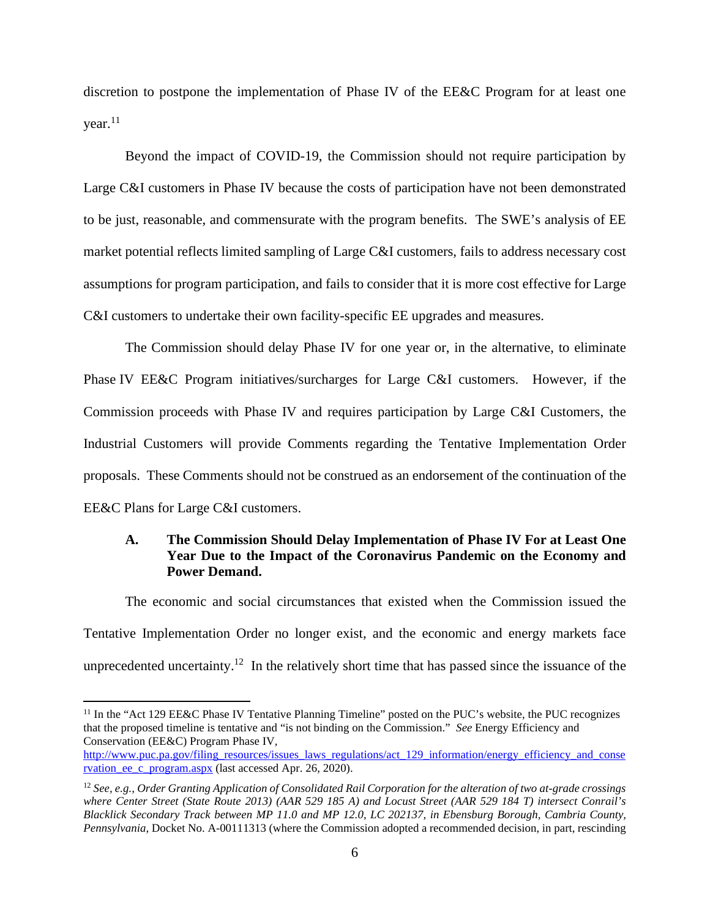discretion to postpone the implementation of Phase IV of the EE&C Program for at least one year.[11]

Beyond the impact of COVID-19, the Commission should not require participation by Large C&I customers in Phase IV because the costs of participation have not been demonstrated to be just, reasonable, and commensurate with the program benefits. The SWE's analysis of EE market potential reflects limited sampling of Large C&I customers, fails to address necessary cost assumptions for program participation, and fails to consider that it is more cost effective for Large C&I customers to undertake their own facility-specific EE upgrades and measures.

The Commission should delay Phase IV for one year or, in the alternative, to eliminate Phase IV EE&C Program initiatives/surcharges for Large C&I customers. However, if the Commission proceeds with Phase IV and requires participation by Large C&I Customers, the Industrial Customers will provide Comments regarding the Tentative Implementation Order proposals. These Comments should not be construed as an endorsement of the continuation of the EE&C Plans for Large C&I customers.

### A. The Commission Should Delay Implementation of Phase IV For at Least One Year Due to the Impact of the Coronavirus Pandemic on the Economy and Power Demand.

The economic and social circumstances that existed when the Commission issued the Tentative Implementation Order no longer exist, and the economic and energy markets face unprecedented uncertainty.[12] In the relatively short time that has passed since the issuance of the

---

[11] In the "Act 129 EE&C Phase IV Tentative Planning Timeline" posted on the PUC's website, the PUC recognizes that the proposed timeline is tentative and "is not binding on the Commission." *See* Energy Efficiency and Conservation (EE&C) Program Phase IV, http://www.puc.pa.gov/filing_resources/issues_laws_regulations/act_129_information/energy_efficiency_and_conservation_ee_c_program.aspx (last accessed Apr. 26, 2020).

[12] *See, e.g., Order Granting Application of Consolidated Rail Corporation for the alteration of two at-grade crossings where Center Street (State Route 2013) (AAR 529 185 A) and Locust Street (AAR 529 184 T) intersect Conrail's Blacklick Secondary Track between MP 11.0 and MP 12.0, LC 202137, in Ebensburg Borough, Cambria County, Pennsylvania*, Docket No. A-00111313 (where the Commission adopted a recommended decision, in part, rescinding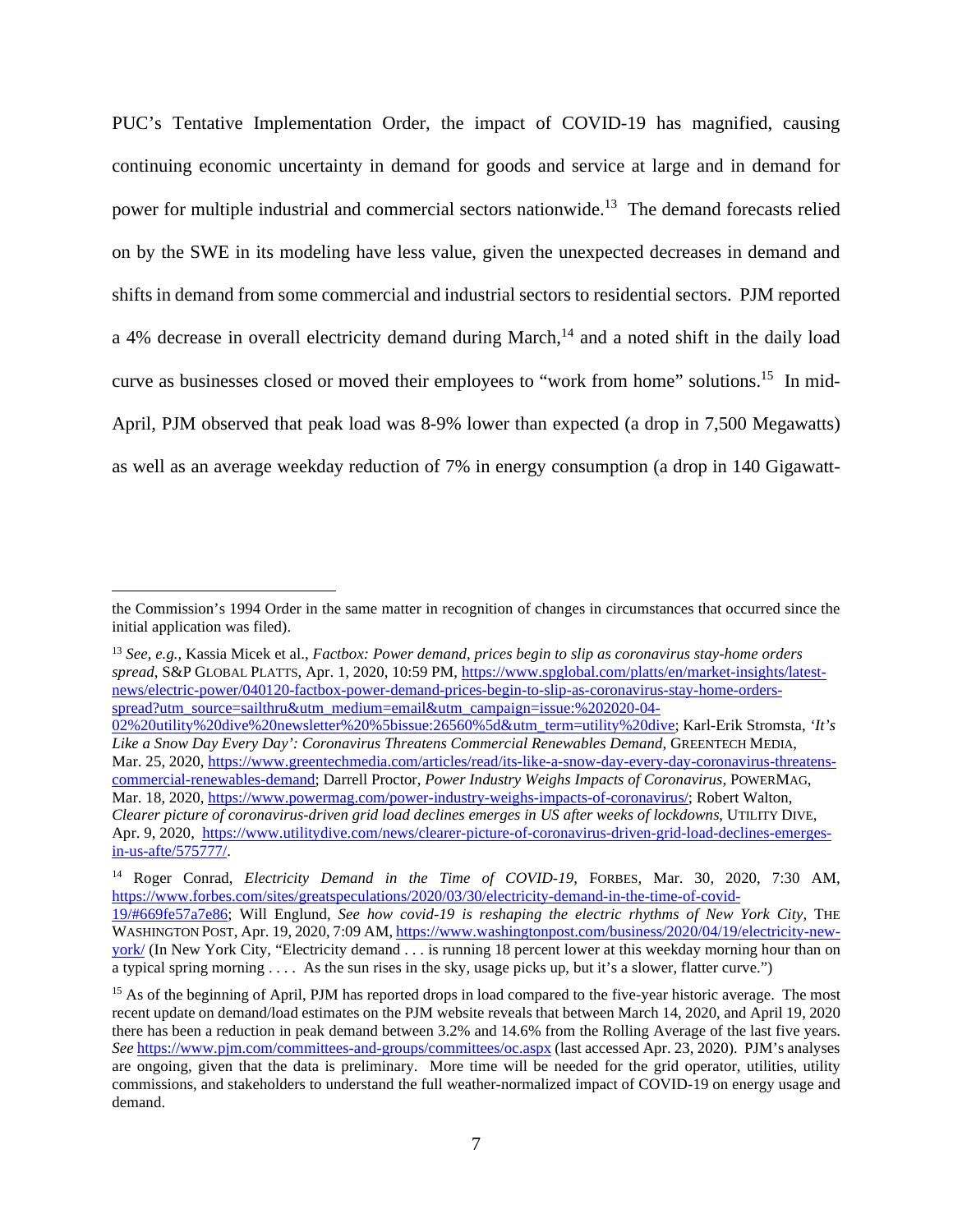PUC's Tentative Implementation Order, the impact of COVID-19 has magnified, causing continuing economic uncertainty in demand for goods and service at large and in demand for power for multiple industrial and commercial sectors nationwide.[13] The demand forecasts relied on by the SWE in its modeling have less value, given the unexpected decreases in demand and shifts in demand from some commercial and industrial sectors to residential sectors. PJM reported a 4% decrease in overall electricity demand during March,[14] and a noted shift in the daily load curve as businesses closed or moved their employees to "work from home" solutions.[15] In mid-April, PJM observed that peak load was 8-9% lower than expected (a drop in 7,500 Megawatts) as well as an average weekday reduction of 7% in energy consumption (a drop in 140 Gigawatt-

---

the Commission's 1994 Order in the same matter in recognition of changes in circumstances that occurred since the initial application was filed).

[13] *See, e.g.,* Kassia Micek et al., *Factbox: Power demand, prices begin to slip as coronavirus stay-home orders spread*, S&P GLOBAL PLATTS, Apr. 1, 2020, 10:59 PM, https://www.spglobal.com/platts/en/market-insights/latest-news/electric-power/040120-factbox-power-demand-prices-begin-to-slip-as-coronavirus-stay-home-orders-spread?utm_source=sailthru&utm_medium=email&utm_campaign=issue:%202020-04-02%20utility%20dive%20newsletter%20%5bissue:26560%5d&utm_term=utility%20dive; Karl-Erik Stromsta, *'It's Like a Snow Day Every Day': Coronavirus Threatens Commercial Renewables Demand*, GREENTECH MEDIA, Mar. 25, 2020, https://www.greentechmedia.com/articles/read/its-like-a-snow-day-every-day-coronavirus-threatens-commercial-renewables-demand; Darrell Proctor, *Power Industry Weighs Impacts of Coronavirus*, POWERMAG, Mar. 18, 2020, https://www.powermag.com/power-industry-weighs-impacts-of-coronavirus/; Robert Walton, *Clearer picture of coronavirus-driven grid load declines emerges in US after weeks of lockdowns*, UTILITY DIVE, Apr. 9, 2020, https://www.utilitydive.com/news/clearer-picture-of-coronavirus-driven-grid-load-declines-emerges-in-us-afte/575777/.

[14] Roger Conrad, *Electricity Demand in the Time of COVID-19*, FORBES, Mar. 30, 2020, 7:30 AM, https://www.forbes.com/sites/greatspeculations/2020/03/30/electricity-demand-in-the-time-of-covid-19/#669fe57a7e86; Will Englund, *See how covid-19 is reshaping the electric rhythms of New York City*, THE WASHINGTON POST, Apr. 19, 2020, 7:09 AM, https://www.washingtonpost.com/business/2020/04/19/electricity-new-york/ (In New York City, "Electricity demand . . . is running 18 percent lower at this weekday morning hour than on a typical spring morning . . . . As the sun rises in the sky, usage picks up, but it's a slower, flatter curve.")

[15] As of the beginning of April, PJM has reported drops in load compared to the five-year historic average. The most recent update on demand/load estimates on the PJM website reveals that between March 14, 2020, and April 19, 2020 there has been a reduction in peak demand between 3.2% and 14.6% from the Rolling Average of the last five years. *See* https://www.pjm.com/committees-and-groups/committees/oc.aspx (last accessed Apr. 23, 2020). PJM's analyses are ongoing, given that the data is preliminary. More time will be needed for the grid operator, utilities, utility commissions, and stakeholders to understand the full weather-normalized impact of COVID-19 on energy usage and demand.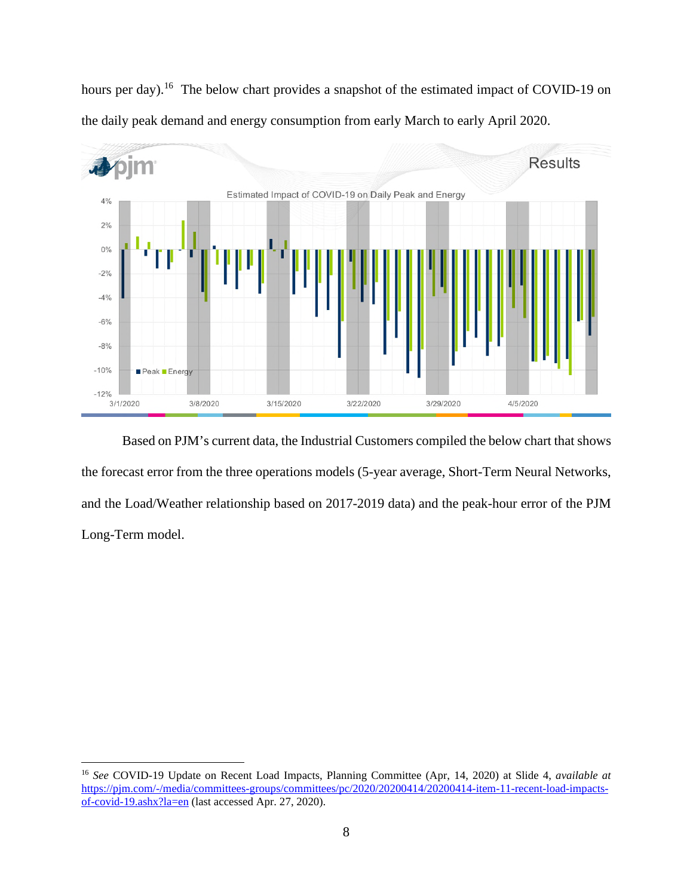hours per day).[16] The below chart provides a snapshot of the estimated impact of COVID-19 on the daily peak demand and energy consumption from early March to early April 2020.

Based on PJM's current data, the Industrial Customers compiled the below chart that shows the forecast error from the three operations models (5-year average, Short-Term Neural Networks, and the Load/Weather relationship based on 2017-2019 data) and the peak-hour error of the PJM Long-Term model.

---

[16] *See* COVID-19 Update on Recent Load Impacts, Planning Committee (Apr, 14, 2020) at Slide 4, *available at* https://pjm.com/-/media/committees-groups/committees/pc/2020/20200414/20200414-item-11-recent-load-impacts-of-covid-19.ashx?la=en (last accessed Apr. 27, 2020).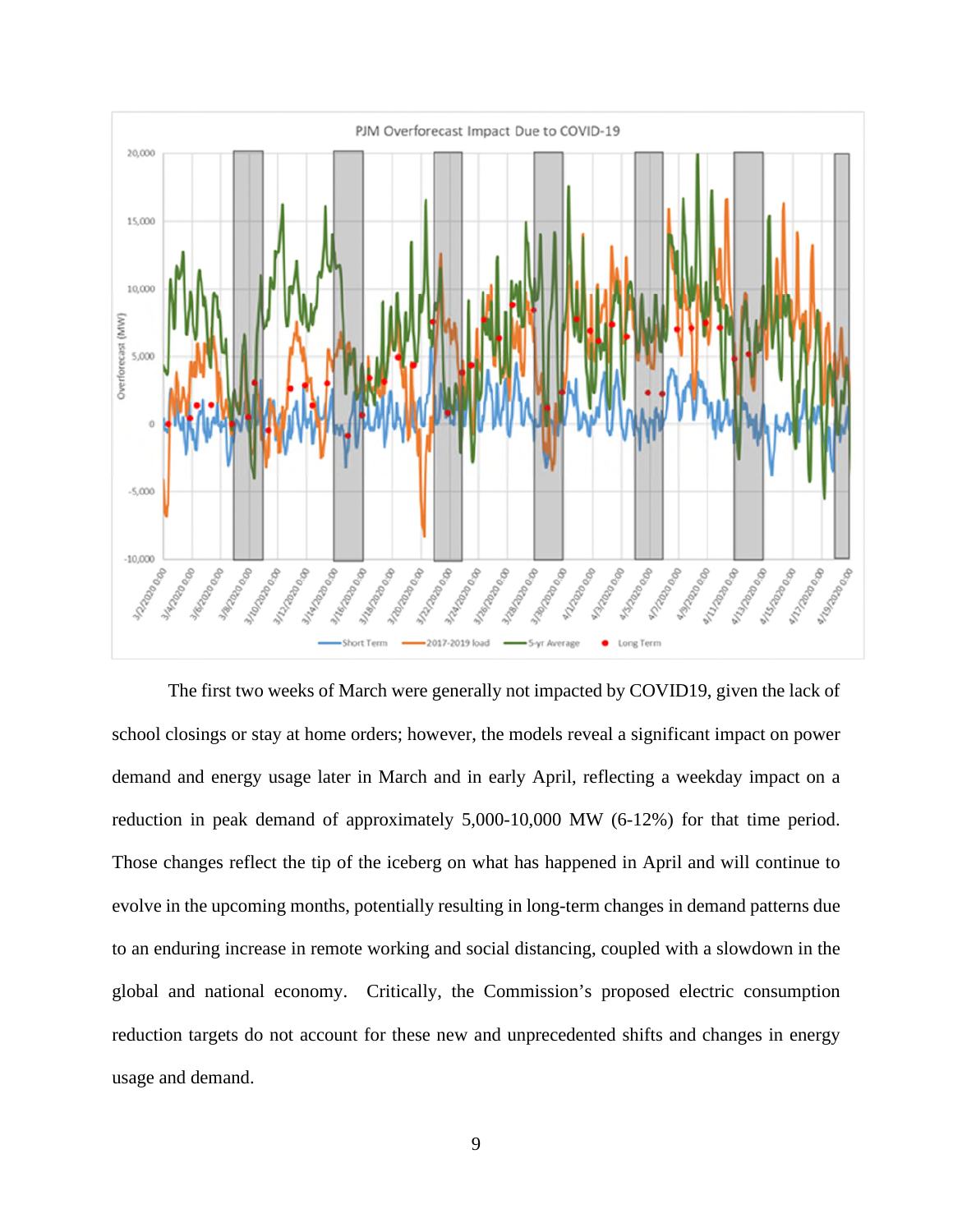The first two weeks of March were generally not impacted by COVID19, given the lack of school closings or stay at home orders; however, the models reveal a significant impact on power demand and energy usage later in March and in early April, reflecting a weekday impact on a reduction in peak demand of approximately 5,000-10,000 MW (6-12%) for that time period. Those changes reflect the tip of the iceberg on what has happened in April and will continue to evolve in the upcoming months, potentially resulting in long-term changes in demand patterns due to an enduring increase in remote working and social distancing, coupled with a slowdown in the global and national economy. Critically, the Commission's proposed electric consumption reduction targets do not account for these new and unprecedented shifts and changes in energy usage and demand.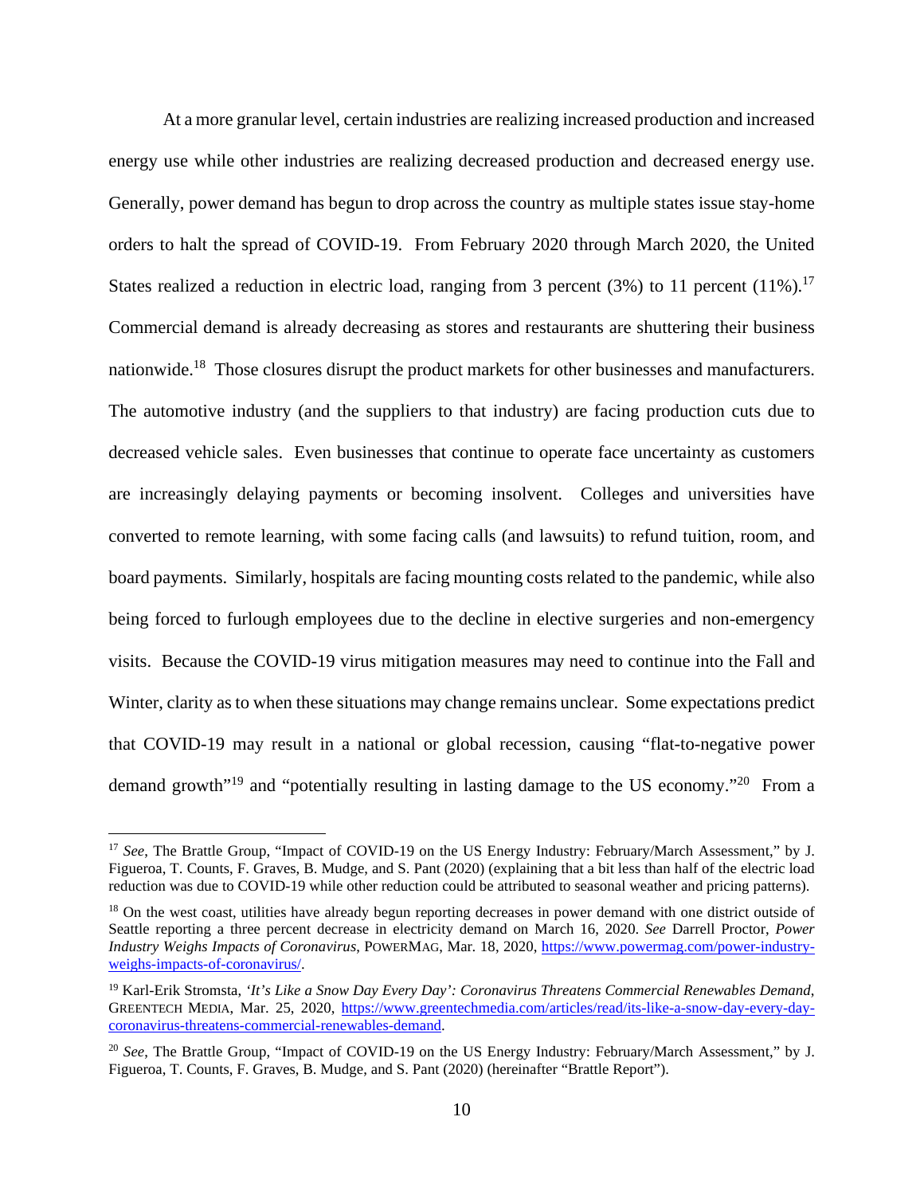At a more granular level, certain industries are realizing increased production and increased energy use while other industries are realizing decreased production and decreased energy use. Generally, power demand has begun to drop across the country as multiple states issue stay-home orders to halt the spread of COVID-19. From February 2020 through March 2020, the United States realized a reduction in electric load, ranging from 3 percent (3%) to 11 percent (11%).[17] Commercial demand is already decreasing as stores and restaurants are shuttering their business nationwide.[18] Those closures disrupt the product markets for other businesses and manufacturers. The automotive industry (and the suppliers to that industry) are facing production cuts due to decreased vehicle sales. Even businesses that continue to operate face uncertainty as customers are increasingly delaying payments or becoming insolvent. Colleges and universities have converted to remote learning, with some facing calls (and lawsuits) to refund tuition, room, and board payments. Similarly, hospitals are facing mounting costs related to the pandemic, while also being forced to furlough employees due to the decline in elective surgeries and non-emergency visits. Because the COVID-19 virus mitigation measures may need to continue into the Fall and Winter, clarity as to when these situations may change remains unclear. Some expectations predict that COVID-19 may result in a national or global recession, causing "flat-to-negative power demand growth"[19] and "potentially resulting in lasting damage to the US economy."[20] From a

---

[17] *See*, The Brattle Group, "Impact of COVID-19 on the US Energy Industry: February/March Assessment," by J. Figueroa, T. Counts, F. Graves, B. Mudge, and S. Pant (2020) (explaining that a bit less than half of the electric load reduction was due to COVID-19 while other reduction could be attributed to seasonal weather and pricing patterns).

[18] On the west coast, utilities have already begun reporting decreases in power demand with one district outside of Seattle reporting a three percent decrease in electricity demand on March 16, 2020. *See* Darrell Proctor, *Power Industry Weighs Impacts of Coronavirus*, POWERMAG, Mar. 18, 2020, https://www.powermag.com/power-industry-weighs-impacts-of-coronavirus/.

[19] Karl-Erik Stromsta, *'It's Like a Snow Day Every Day': Coronavirus Threatens Commercial Renewables Demand*, GREENTECH MEDIA, Mar. 25, 2020, https://www.greentechmedia.com/articles/read/its-like-a-snow-day-every-day-coronavirus-threatens-commercial-renewables-demand.

[20] *See*, The Brattle Group, "Impact of COVID-19 on the US Energy Industry: February/March Assessment," by J. Figueroa, T. Counts, F. Graves, B. Mudge, and S. Pant (2020) (hereinafter "Brattle Report").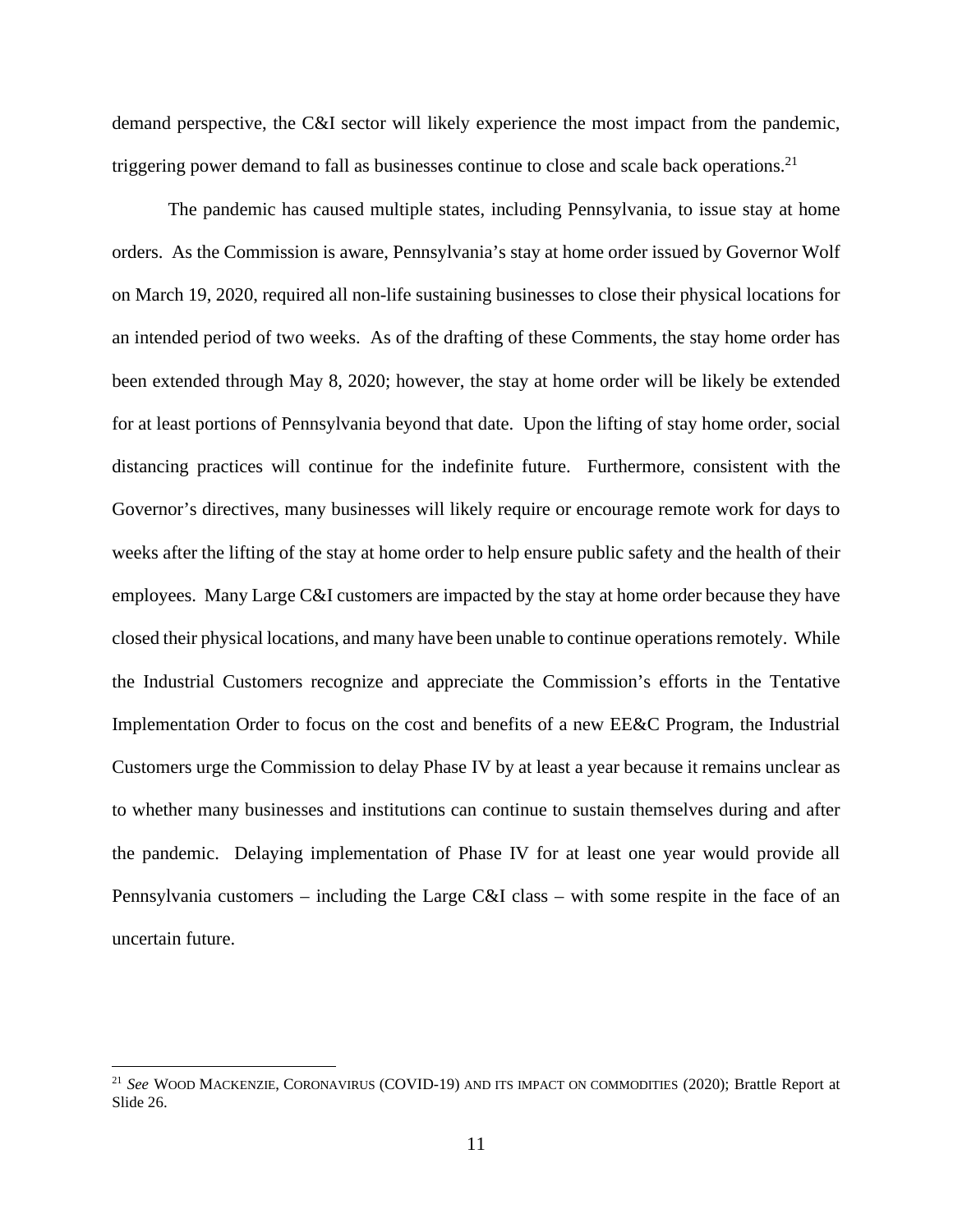demand perspective, the C&I sector will likely experience the most impact from the pandemic, triggering power demand to fall as businesses continue to close and scale back operations.[21]

The pandemic has caused multiple states, including Pennsylvania, to issue stay at home orders. As the Commission is aware, Pennsylvania's stay at home order issued by Governor Wolf on March 19, 2020, required all non-life sustaining businesses to close their physical locations for an intended period of two weeks. As of the drafting of these Comments, the stay home order has been extended through May 8, 2020; however, the stay at home order will be likely be extended for at least portions of Pennsylvania beyond that date. Upon the lifting of stay home order, social distancing practices will continue for the indefinite future. Furthermore, consistent with the Governor's directives, many businesses will likely require or encourage remote work for days to weeks after the lifting of the stay at home order to help ensure public safety and the health of their employees. Many Large C&I customers are impacted by the stay at home order because they have closed their physical locations, and many have been unable to continue operations remotely. While the Industrial Customers recognize and appreciate the Commission's efforts in the Tentative Implementation Order to focus on the cost and benefits of a new EE&C Program, the Industrial Customers urge the Commission to delay Phase IV by at least a year because it remains unclear as to whether many businesses and institutions can continue to sustain themselves during and after the pandemic. Delaying implementation of Phase IV for at least one year would provide all Pennsylvania customers – including the Large C&I class – with some respite in the face of an uncertain future.

---

[21] *See* WOOD MACKENZIE, CORONAVIRUS (COVID-19) AND ITS IMPACT ON COMMODITIES (2020); Brattle Report at Slide 26.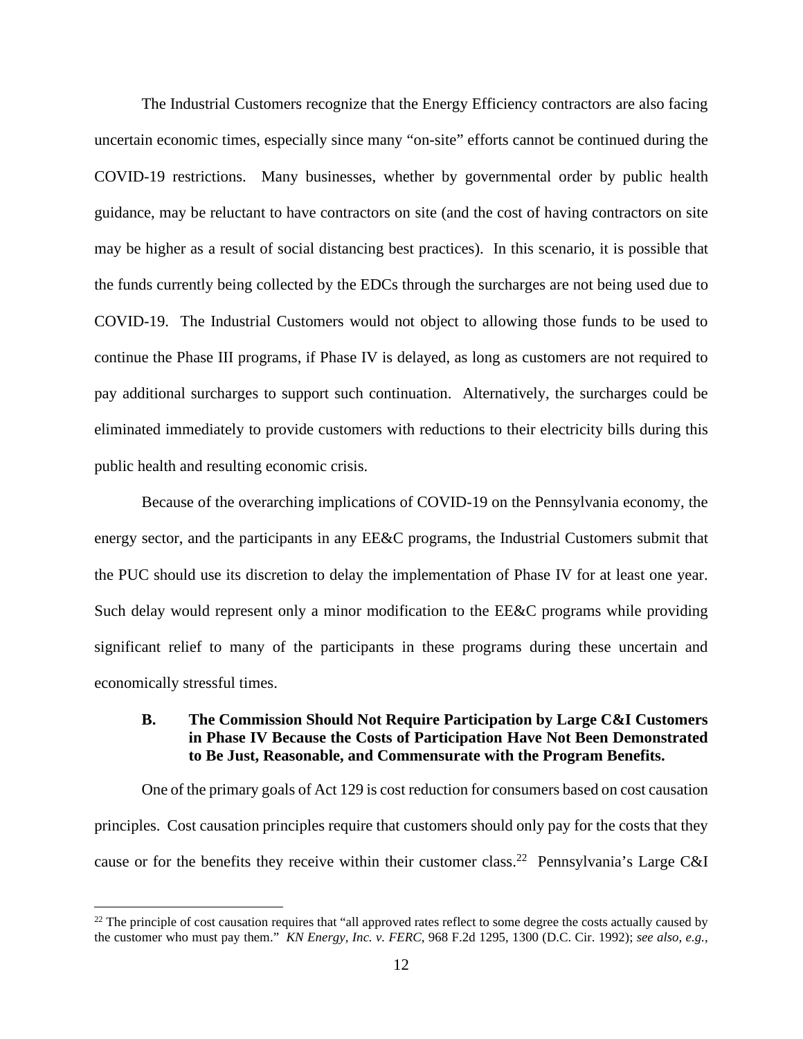The Industrial Customers recognize that the Energy Efficiency contractors are also facing uncertain economic times, especially since many "on-site" efforts cannot be continued during the COVID-19 restrictions. Many businesses, whether by governmental order by public health guidance, may be reluctant to have contractors on site (and the cost of having contractors on site may be higher as a result of social distancing best practices). In this scenario, it is possible that the funds currently being collected by the EDCs through the surcharges are not being used due to COVID-19. The Industrial Customers would not object to allowing those funds to be used to continue the Phase III programs, if Phase IV is delayed, as long as customers are not required to pay additional surcharges to support such continuation. Alternatively, the surcharges could be eliminated immediately to provide customers with reductions to their electricity bills during this public health and resulting economic crisis.

Because of the overarching implications of COVID-19 on the Pennsylvania economy, the energy sector, and the participants in any EE&C programs, the Industrial Customers submit that the PUC should use its discretion to delay the implementation of Phase IV for at least one year. Such delay would represent only a minor modification to the EE&C programs while providing significant relief to many of the participants in these programs during these uncertain and economically stressful times.

### B. The Commission Should Not Require Participation by Large C&I Customers in Phase IV Because the Costs of Participation Have Not Been Demonstrated to Be Just, Reasonable, and Commensurate with the Program Benefits.

One of the primary goals of Act 129 is cost reduction for consumers based on cost causation principles. Cost causation principles require that customers should only pay for the costs that they cause or for the benefits they receive within their customer class.[22] Pennsylvania's Large C&I

[22] The principle of cost causation requires that "all approved rates reflect to some degree the costs actually caused by the customer who must pay them." *KN Energy, Inc. v. FERC*, 968 F.2d 1295, 1300 (D.C. Cir. 1992); *see also, e.g.*,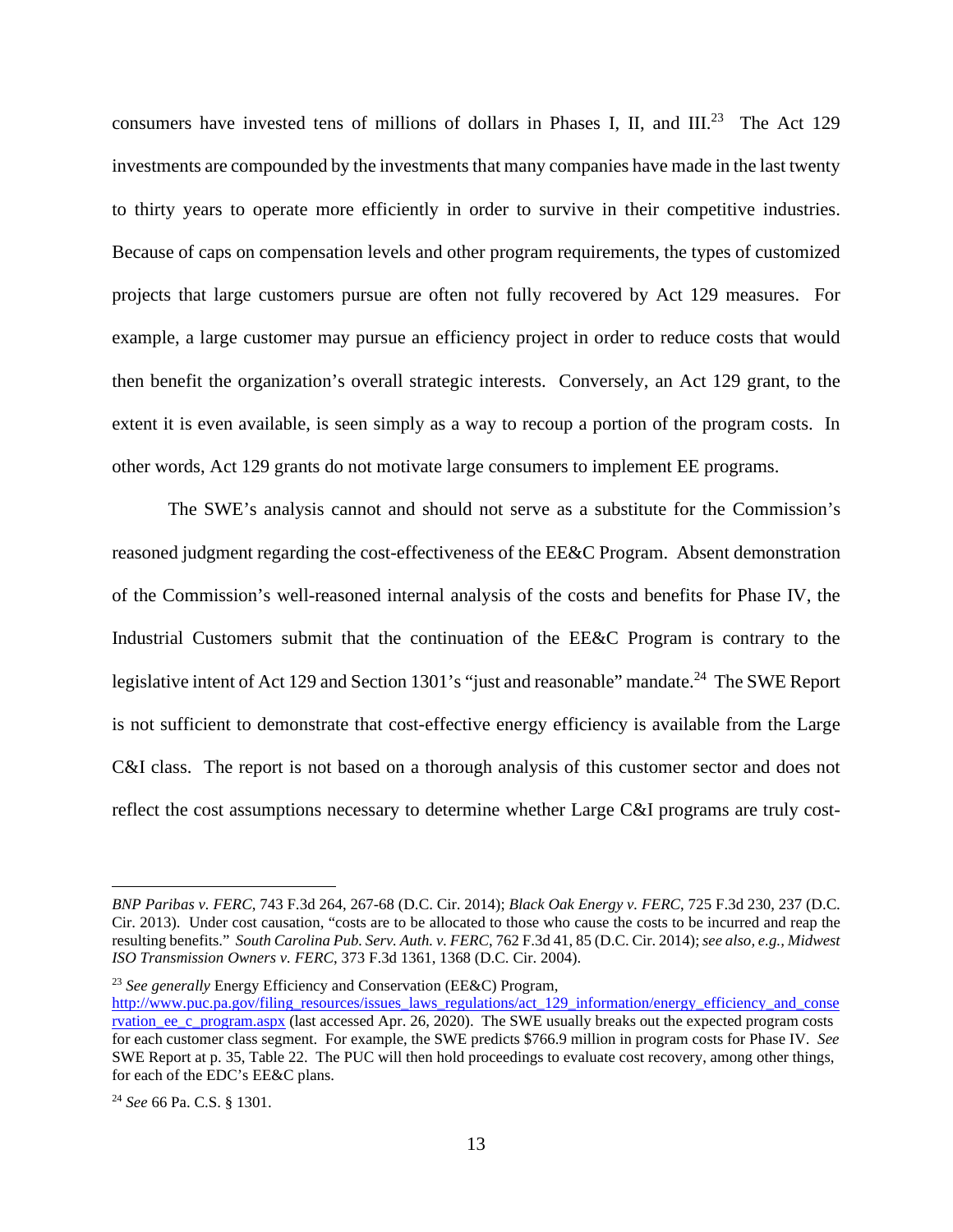consumers have invested tens of millions of dollars in Phases I, II, and III.[23] The Act 129 investments are compounded by the investments that many companies have made in the last twenty to thirty years to operate more efficiently in order to survive in their competitive industries. Because of caps on compensation levels and other program requirements, the types of customized projects that large customers pursue are often not fully recovered by Act 129 measures. For example, a large customer may pursue an efficiency project in order to reduce costs that would then benefit the organization's overall strategic interests. Conversely, an Act 129 grant, to the extent it is even available, is seen simply as a way to recoup a portion of the program costs. In other words, Act 129 grants do not motivate large consumers to implement EE programs.

The SWE's analysis cannot and should not serve as a substitute for the Commission's reasoned judgment regarding the cost-effectiveness of the EE&C Program. Absent demonstration of the Commission's well-reasoned internal analysis of the costs and benefits for Phase IV, the Industrial Customers submit that the continuation of the EE&C Program is contrary to the legislative intent of Act 129 and Section 1301's "just and reasonable" mandate.[24] The SWE Report is not sufficient to demonstrate that cost-effective energy efficiency is available from the Large C&I class. The report is not based on a thorough analysis of this customer sector and does not reflect the cost assumptions necessary to determine whether Large C&I programs are truly cost-

---

*BNP Paribas v. FERC*, 743 F.3d 264, 267-68 (D.C. Cir. 2014); *Black Oak Energy v. FERC*, 725 F.3d 230, 237 (D.C. Cir. 2013). Under cost causation, "costs are to be allocated to those who cause the costs to be incurred and reap the resulting benefits." *South Carolina Pub. Serv. Auth. v. FERC*, 762 F.3d 41, 85 (D.C. Cir. 2014); *see also, e.g., Midwest ISO Transmission Owners v. FERC*, 373 F.3d 1361, 1368 (D.C. Cir. 2004).

[23] *See generally* Energy Efficiency and Conservation (EE&C) Program, http://www.puc.pa.gov/filing_resources/issues_laws_regulations/act_129_information/energy_efficiency_and_conservation_ee_c_program.aspx (last accessed Apr. 26, 2020). The SWE usually breaks out the expected program costs for each customer class segment. For example, the SWE predicts $766.9 million in program costs for Phase IV. *See* SWE Report at p. 35, Table 22. The PUC will then hold proceedings to evaluate cost recovery, among other things, for each of the EDC's EE&C plans.

[24] *See* 66 Pa. C.S. § 1301.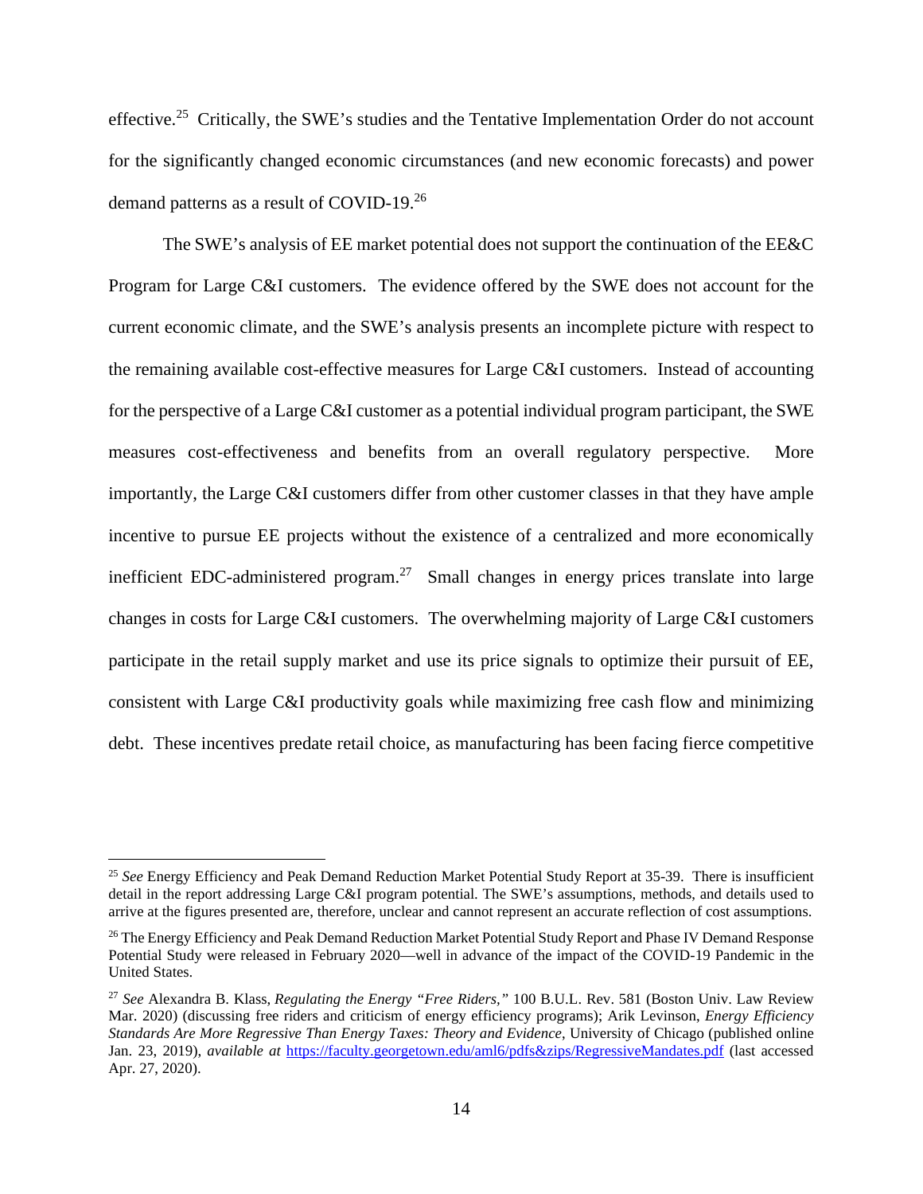effective.[25] Critically, the SWE's studies and the Tentative Implementation Order do not account for the significantly changed economic circumstances (and new economic forecasts) and power demand patterns as a result of COVID-19.[26]

The SWE's analysis of EE market potential does not support the continuation of the EE&C Program for Large C&I customers. The evidence offered by the SWE does not account for the current economic climate, and the SWE's analysis presents an incomplete picture with respect to the remaining available cost-effective measures for Large C&I customers. Instead of accounting for the perspective of a Large C&I customer as a potential individual program participant, the SWE measures cost-effectiveness and benefits from an overall regulatory perspective. More importantly, the Large C&I customers differ from other customer classes in that they have ample incentive to pursue EE projects without the existence of a centralized and more economically inefficient EDC-administered program.[27] Small changes in energy prices translate into large changes in costs for Large C&I customers. The overwhelming majority of Large C&I customers participate in the retail supply market and use its price signals to optimize their pursuit of EE, consistent with Large C&I productivity goals while maximizing free cash flow and minimizing debt. These incentives predate retail choice, as manufacturing has been facing fierce competitive

---

[25] *See* Energy Efficiency and Peak Demand Reduction Market Potential Study Report at 35-39. There is insufficient detail in the report addressing Large C&I program potential. The SWE's assumptions, methods, and details used to arrive at the figures presented are, therefore, unclear and cannot represent an accurate reflection of cost assumptions.

[26] The Energy Efficiency and Peak Demand Reduction Market Potential Study Report and Phase IV Demand Response Potential Study were released in February 2020—well in advance of the impact of the COVID-19 Pandemic in the United States.

[27] *See* Alexandra B. Klass, *Regulating the Energy "Free Riders,"* 100 B.U.L. Rev. 581 (Boston Univ. Law Review Mar. 2020) (discussing free riders and criticism of energy efficiency programs); Arik Levinson, *Energy Efficiency Standards Are More Regressive Than Energy Taxes: Theory and Evidence*, University of Chicago (published online Jan. 23, 2019), *available at* https://faculty.georgetown.edu/aml6/pdfs&zips/RegressiveMandates.pdf (last accessed Apr. 27, 2020).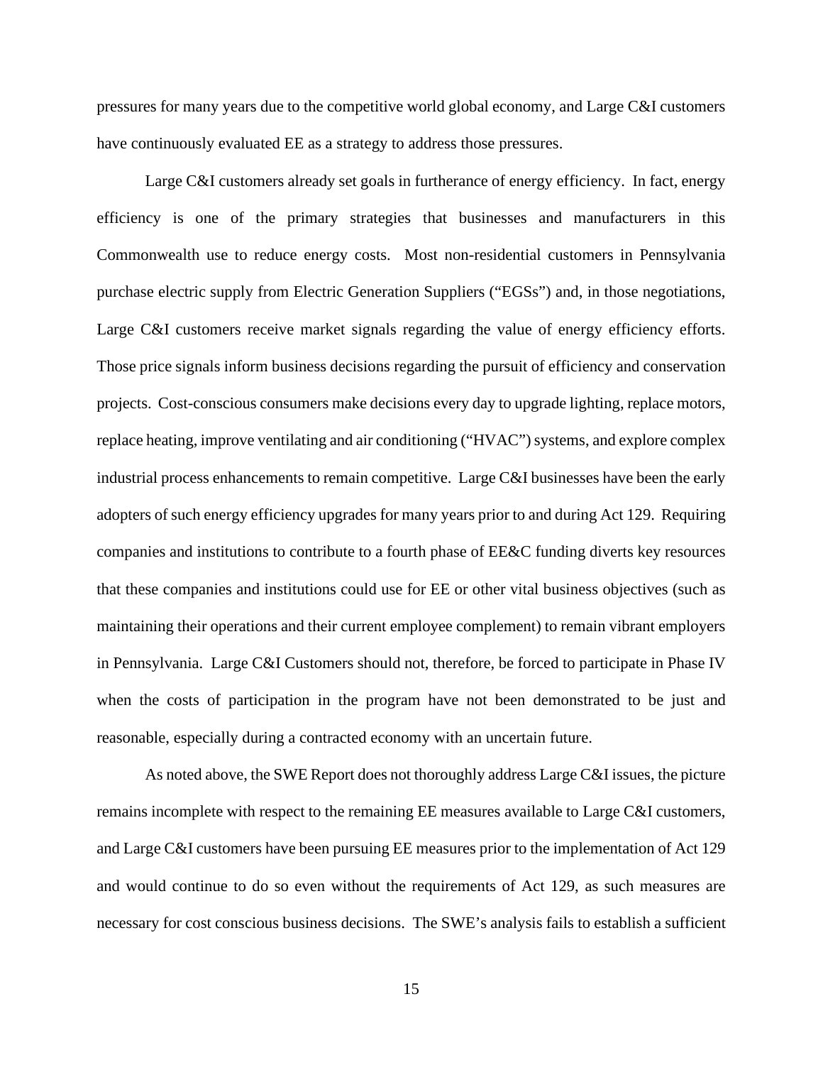pressures for many years due to the competitive world global economy, and Large C&I customers have continuously evaluated EE as a strategy to address those pressures.

Large C&I customers already set goals in furtherance of energy efficiency. In fact, energy efficiency is one of the primary strategies that businesses and manufacturers in this Commonwealth use to reduce energy costs. Most non-residential customers in Pennsylvania purchase electric supply from Electric Generation Suppliers ("EGSs") and, in those negotiations, Large C&I customers receive market signals regarding the value of energy efficiency efforts. Those price signals inform business decisions regarding the pursuit of efficiency and conservation projects. Cost-conscious consumers make decisions every day to upgrade lighting, replace motors, replace heating, improve ventilating and air conditioning ("HVAC") systems, and explore complex industrial process enhancements to remain competitive. Large C&I businesses have been the early adopters of such energy efficiency upgrades for many years prior to and during Act 129. Requiring companies and institutions to contribute to a fourth phase of EE&C funding diverts key resources that these companies and institutions could use for EE or other vital business objectives (such as maintaining their operations and their current employee complement) to remain vibrant employers in Pennsylvania. Large C&I Customers should not, therefore, be forced to participate in Phase IV when the costs of participation in the program have not been demonstrated to be just and reasonable, especially during a contracted economy with an uncertain future.

As noted above, the SWE Report does not thoroughly address Large C&I issues, the picture remains incomplete with respect to the remaining EE measures available to Large C&I customers, and Large C&I customers have been pursuing EE measures prior to the implementation of Act 129 and would continue to do so even without the requirements of Act 129, as such measures are necessary for cost conscious business decisions. The SWE's analysis fails to establish a sufficient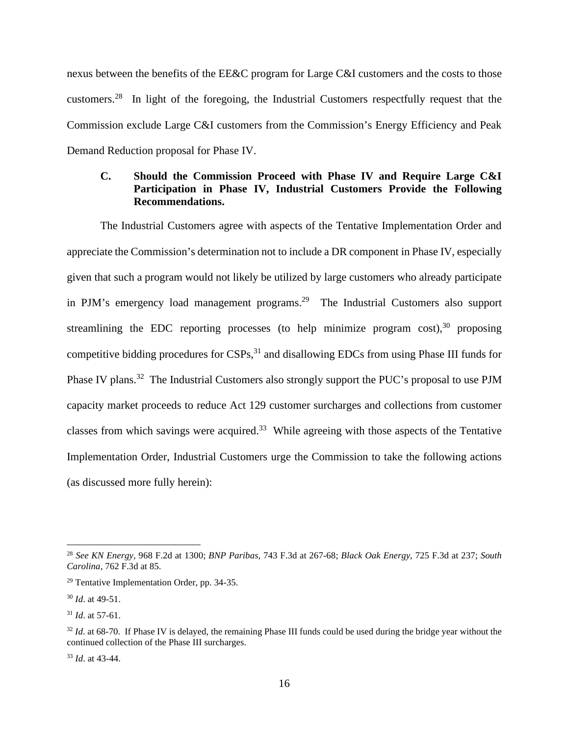nexus between the benefits of the EE&C program for Large C&I customers and the costs to those customers.[28] In light of the foregoing, the Industrial Customers respectfully request that the Commission exclude Large C&I customers from the Commission's Energy Efficiency and Peak Demand Reduction proposal for Phase IV.

### C. Should the Commission Proceed with Phase IV and Require Large C&I Participation in Phase IV, Industrial Customers Provide the Following Recommendations.

The Industrial Customers agree with aspects of the Tentative Implementation Order and appreciate the Commission's determination not to include a DR component in Phase IV, especially given that such a program would not likely be utilized by large customers who already participate in PJM's emergency load management programs.[29] The Industrial Customers also support streamlining the EDC reporting processes (to help minimize program cost),[30] proposing competitive bidding procedures for CSPs,[31] and disallowing EDCs from using Phase III funds for Phase IV plans.[32] The Industrial Customers also strongly support the PUC's proposal to use PJM capacity market proceeds to reduce Act 129 customer surcharges and collections from customer classes from which savings were acquired.[33] While agreeing with those aspects of the Tentative Implementation Order, Industrial Customers urge the Commission to take the following actions (as discussed more fully herein):

---

[28] *See KN Energy*, 968 F.2d at 1300; *BNP Paribas*, 743 F.3d at 267-68; *Black Oak Energy*, 725 F.3d at 237; *South Carolina*, 762 F.3d at 85.

[29] Tentative Implementation Order, pp. 34-35.

[30] *Id*. at 49-51.

[31] *Id*. at 57-61.

[32] *Id*. at 68-70. If Phase IV is delayed, the remaining Phase III funds could be used during the bridge year without the continued collection of the Phase III surcharges.

[33] *Id*. at 43-44.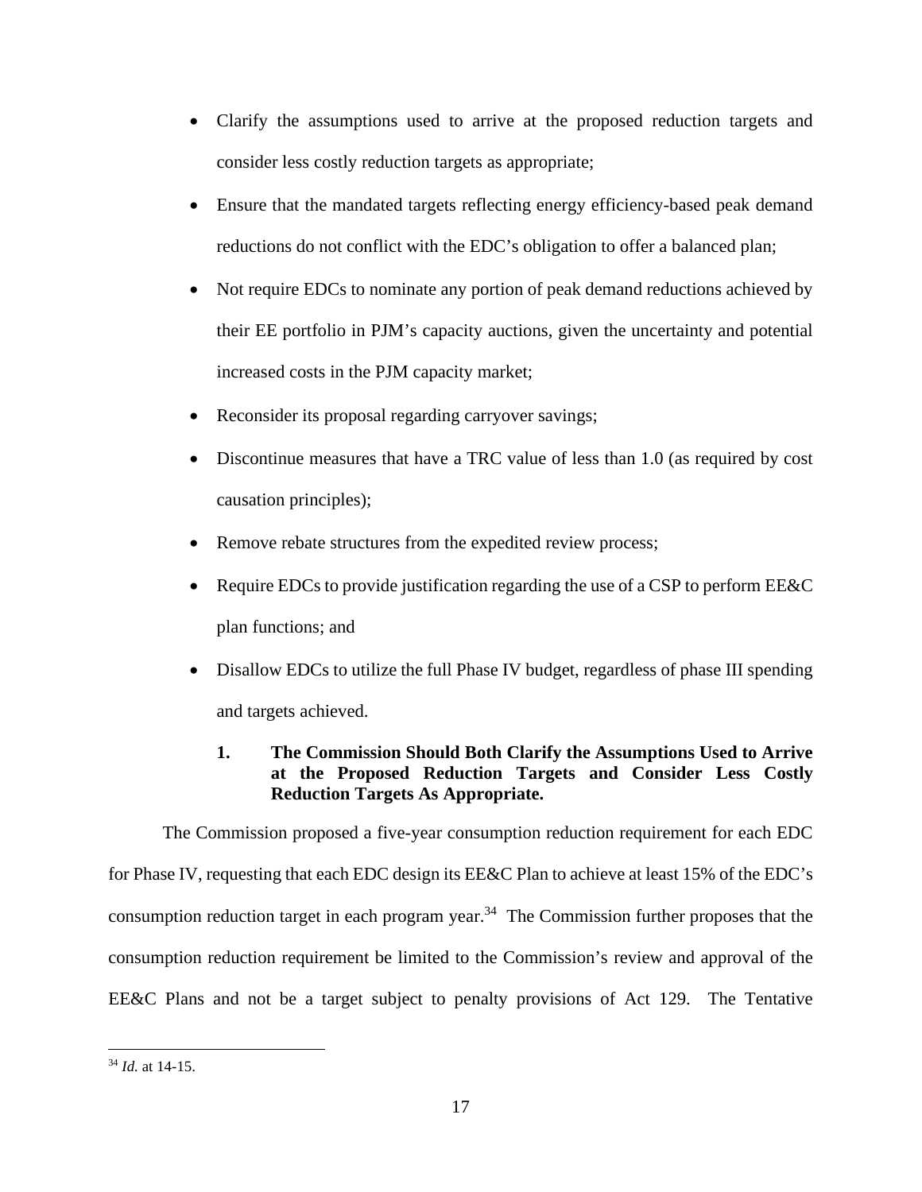- Clarify the assumptions used to arrive at the proposed reduction targets and consider less costly reduction targets as appropriate;
- Ensure that the mandated targets reflecting energy efficiency-based peak demand reductions do not conflict with the EDC's obligation to offer a balanced plan;
- Not require EDCs to nominate any portion of peak demand reductions achieved by their EE portfolio in PJM's capacity auctions, given the uncertainty and potential increased costs in the PJM capacity market;
- Reconsider its proposal regarding carryover savings;
- Discontinue measures that have a TRC value of less than 1.0 (as required by cost causation principles);
- Remove rebate structures from the expedited review process;
- Require EDCs to provide justification regarding the use of a CSP to perform EE&C plan functions; and
- Disallow EDCs to utilize the full Phase IV budget, regardless of phase III spending and targets achieved.

### 1. The Commission Should Both Clarify the Assumptions Used to Arrive at the Proposed Reduction Targets and Consider Less Costly Reduction Targets As Appropriate.

The Commission proposed a five-year consumption reduction requirement for each EDC for Phase IV, requesting that each EDC design its EE&C Plan to achieve at least 15% of the EDC's consumption reduction target in each program year.[34] The Commission further proposes that the consumption reduction requirement be limited to the Commission's review and approval of the EE&C Plans and not be a target subject to penalty provisions of Act 129. The Tentative

[34] *Id.* at 14-15.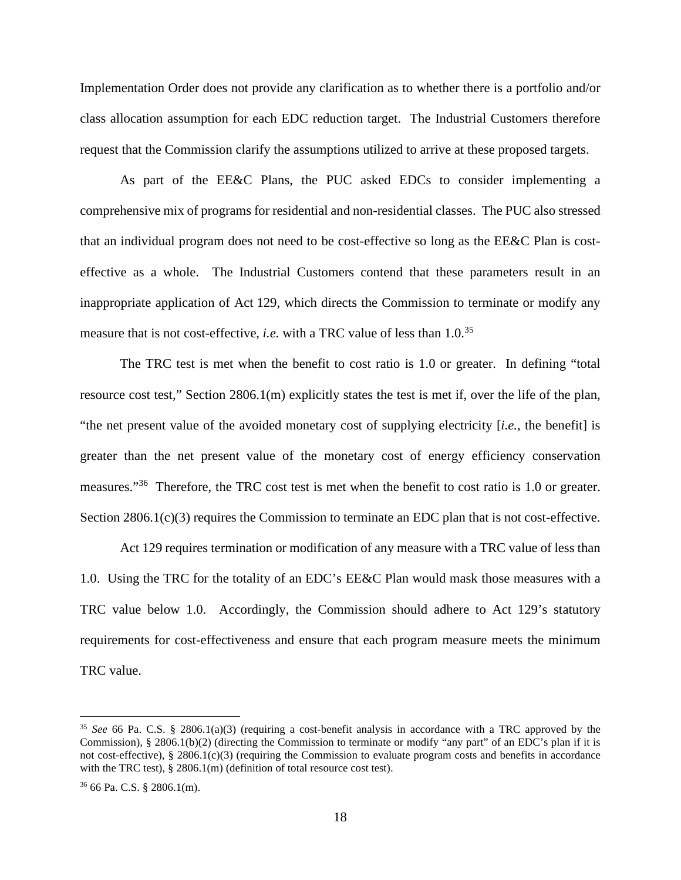Implementation Order does not provide any clarification as to whether there is a portfolio and/or class allocation assumption for each EDC reduction target. The Industrial Customers therefore request that the Commission clarify the assumptions utilized to arrive at these proposed targets.

As part of the EE&C Plans, the PUC asked EDCs to consider implementing a comprehensive mix of programs for residential and non-residential classes. The PUC also stressed that an individual program does not need to be cost-effective so long as the EE&C Plan is cost-effective as a whole. The Industrial Customers contend that these parameters result in an inappropriate application of Act 129, which directs the Commission to terminate or modify any measure that is not cost-effective, *i.e.* with a TRC value of less than 1.0.[35]

The TRC test is met when the benefit to cost ratio is 1.0 or greater. In defining "total resource cost test," Section 2806.1(m) explicitly states the test is met if, over the life of the plan, "the net present value of the avoided monetary cost of supplying electricity [*i.e.*, the benefit] is greater than the net present value of the monetary cost of energy efficiency conservation measures."[36] Therefore, the TRC cost test is met when the benefit to cost ratio is 1.0 or greater. Section 2806.1(c)(3) requires the Commission to terminate an EDC plan that is not cost-effective.

Act 129 requires termination or modification of any measure with a TRC value of less than 1.0. Using the TRC for the totality of an EDC's EE&C Plan would mask those measures with a TRC value below 1.0. Accordingly, the Commission should adhere to Act 129's statutory requirements for cost-effectiveness and ensure that each program measure meets the minimum TRC value.

---

[35] *See* 66 Pa. C.S. § 2806.1(a)(3) (requiring a cost-benefit analysis in accordance with a TRC approved by the Commission), § 2806.1(b)(2) (directing the Commission to terminate or modify "any part" of an EDC's plan if it is not cost-effective), § 2806.1(c)(3) (requiring the Commission to evaluate program costs and benefits in accordance with the TRC test), § 2806.1(m) (definition of total resource cost test).

[36] 66 Pa. C.S. § 2806.1(m).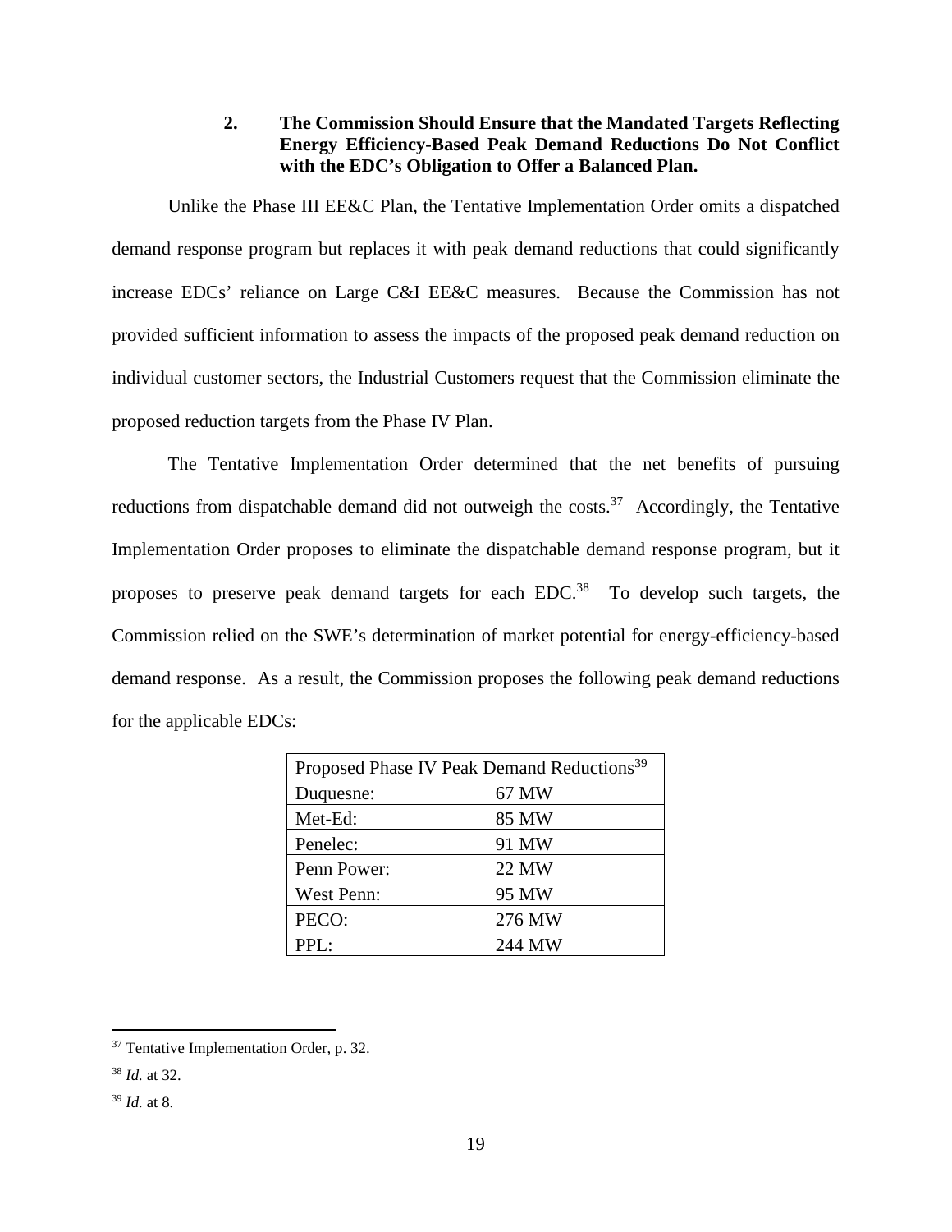### 2. The Commission Should Ensure that the Mandated Targets Reflecting Energy Efficiency-Based Peak Demand Reductions Do Not Conflict with the EDC's Obligation to Offer a Balanced Plan.

Unlike the Phase III EE&C Plan, the Tentative Implementation Order omits a dispatched demand response program but replaces it with peak demand reductions that could significantly increase EDCs' reliance on Large C&I EE&C measures. Because the Commission has not provided sufficient information to assess the impacts of the proposed peak demand reduction on individual customer sectors, the Industrial Customers request that the Commission eliminate the proposed reduction targets from the Phase IV Plan.

The Tentative Implementation Order determined that the net benefits of pursuing reductions from dispatchable demand did not outweigh the costs.[37] Accordingly, the Tentative Implementation Order proposes to eliminate the dispatchable demand response program, but it proposes to preserve peak demand targets for each EDC.[38] To develop such targets, the Commission relied on the SWE's determination of market potential for energy-efficiency-based demand response. As a result, the Commission proposes the following peak demand reductions for the applicable EDCs:

| Proposed Phase IV Peak Demand Reductions[39] | |
|---|---|
| Duquesne: | 67 MW |
| Met-Ed: | 85 MW |
| Penelec: | 91 MW |
| Penn Power: | 22 MW |
| West Penn: | 95 MW |
| PECO: | 276 MW |
| PPL: | 244 MW |

---

[37] Tentative Implementation Order, p. 32.

[38] *Id.* at 32.

[39] *Id.* at 8.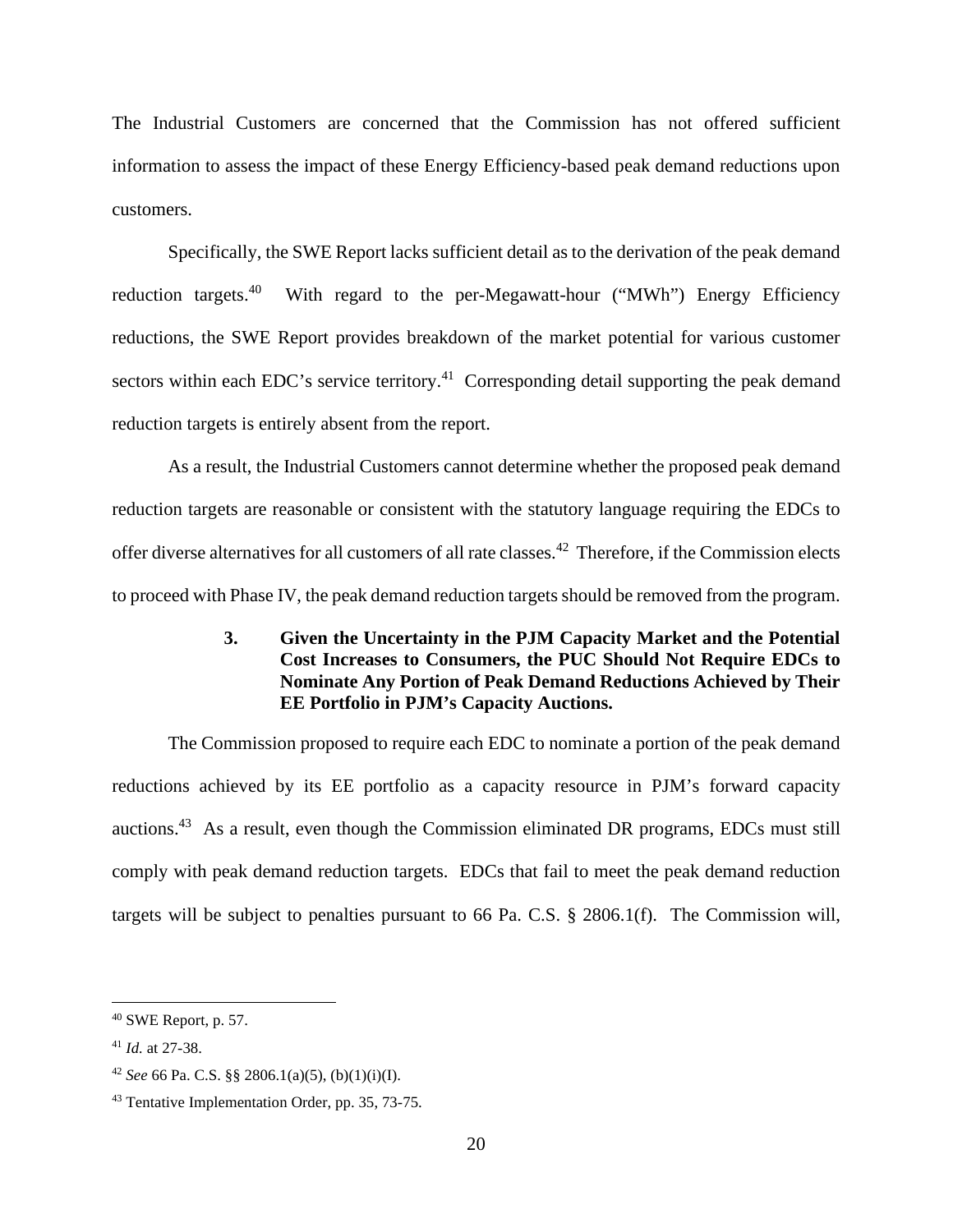The Industrial Customers are concerned that the Commission has not offered sufficient information to assess the impact of these Energy Efficiency-based peak demand reductions upon customers.

Specifically, the SWE Report lacks sufficient detail as to the derivation of the peak demand reduction targets.[40] With regard to the per-Megawatt-hour ("MWh") Energy Efficiency reductions, the SWE Report provides breakdown of the market potential for various customer sectors within each EDC's service territory.[41] Corresponding detail supporting the peak demand reduction targets is entirely absent from the report.

As a result, the Industrial Customers cannot determine whether the proposed peak demand reduction targets are reasonable or consistent with the statutory language requiring the EDCs to offer diverse alternatives for all customers of all rate classes.[42] Therefore, if the Commission elects to proceed with Phase IV, the peak demand reduction targets should be removed from the program.

### 3. Given the Uncertainty in the PJM Capacity Market and the Potential Cost Increases to Consumers, the PUC Should Not Require EDCs to Nominate Any Portion of Peak Demand Reductions Achieved by Their EE Portfolio in PJM's Capacity Auctions.

The Commission proposed to require each EDC to nominate a portion of the peak demand reductions achieved by its EE portfolio as a capacity resource in PJM's forward capacity auctions.[43] As a result, even though the Commission eliminated DR programs, EDCs must still comply with peak demand reduction targets. EDCs that fail to meet the peak demand reduction targets will be subject to penalties pursuant to 66 Pa. C.S. § 2806.1(f). The Commission will,

---

[40] SWE Report, p. 57.

[41] *Id.* at 27-38.

[42] *See* 66 Pa. C.S. §§ 2806.1(a)(5), (b)(1)(i)(I).

[43] Tentative Implementation Order, pp. 35, 73-75.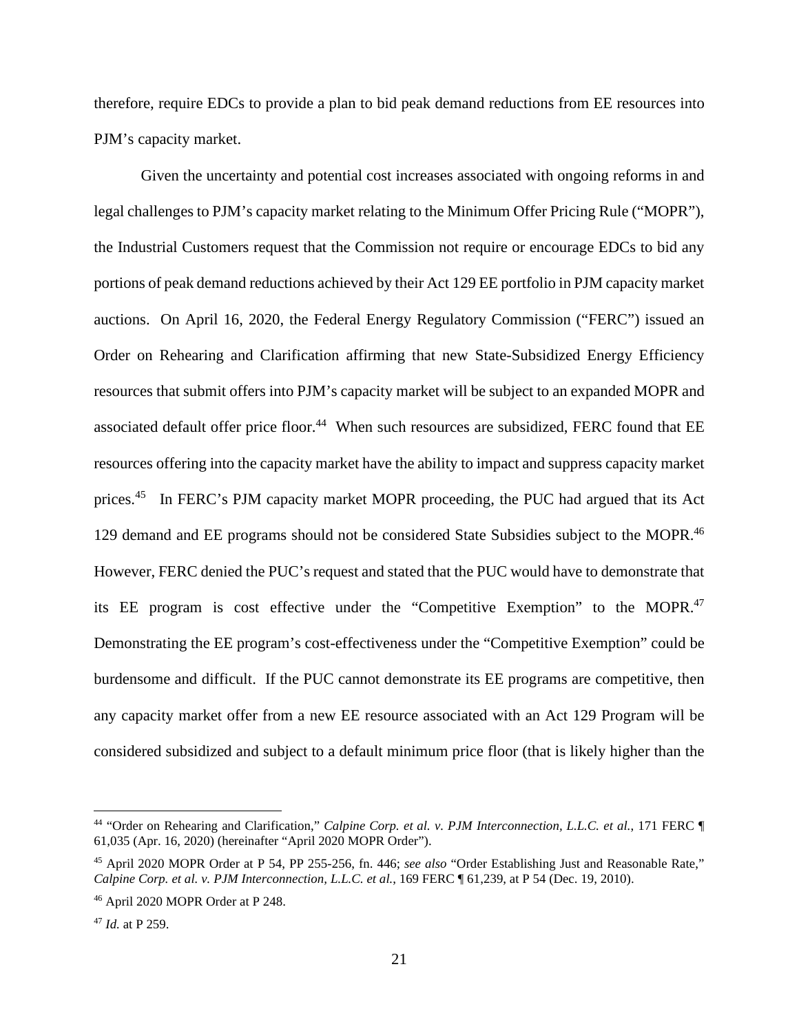therefore, require EDCs to provide a plan to bid peak demand reductions from EE resources into PJM's capacity market.

Given the uncertainty and potential cost increases associated with ongoing reforms in and legal challenges to PJM's capacity market relating to the Minimum Offer Pricing Rule ("MOPR"), the Industrial Customers request that the Commission not require or encourage EDCs to bid any portions of peak demand reductions achieved by their Act 129 EE portfolio in PJM capacity market auctions. On April 16, 2020, the Federal Energy Regulatory Commission ("FERC") issued an Order on Rehearing and Clarification affirming that new State-Subsidized Energy Efficiency resources that submit offers into PJM's capacity market will be subject to an expanded MOPR and associated default offer price floor.[44] When such resources are subsidized, FERC found that EE resources offering into the capacity market have the ability to impact and suppress capacity market prices.[45] In FERC's PJM capacity market MOPR proceeding, the PUC had argued that its Act 129 demand and EE programs should not be considered State Subsidies subject to the MOPR.[46] However, FERC denied the PUC's request and stated that the PUC would have to demonstrate that its EE program is cost effective under the "Competitive Exemption" to the MOPR.[47] Demonstrating the EE program's cost-effectiveness under the "Competitive Exemption" could be burdensome and difficult. If the PUC cannot demonstrate its EE programs are competitive, then any capacity market offer from a new EE resource associated with an Act 129 Program will be considered subsidized and subject to a default minimum price floor (that is likely higher than the

---

[44] "Order on Rehearing and Clarification," *Calpine Corp. et al. v. PJM Interconnection, L.L.C. et al.*, 171 FERC ¶ 61,035 (Apr. 16, 2020) (hereinafter "April 2020 MOPR Order").

[45] April 2020 MOPR Order at P 54, PP 255-256, fn. 446; *see also* "Order Establishing Just and Reasonable Rate," *Calpine Corp. et al. v. PJM Interconnection, L.L.C. et al.*, 169 FERC ¶ 61,239, at P 54 (Dec. 19, 2010).

[46] April 2020 MOPR Order at P 248.

[47] *Id.* at P 259.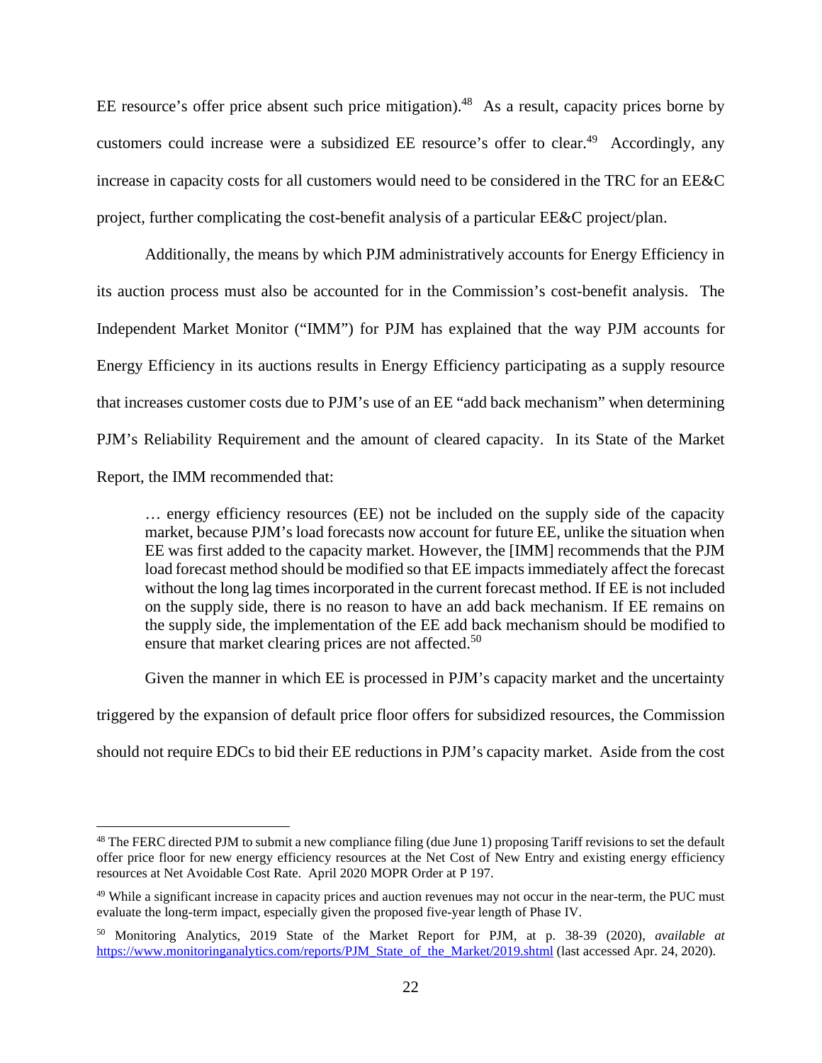EE resource's offer price absent such price mitigation).[48] As a result, capacity prices borne by customers could increase were a subsidized EE resource's offer to clear.[49] Accordingly, any increase in capacity costs for all customers would need to be considered in the TRC for an EE&C project, further complicating the cost-benefit analysis of a particular EE&C project/plan.

Additionally, the means by which PJM administratively accounts for Energy Efficiency in its auction process must also be accounted for in the Commission's cost-benefit analysis. The Independent Market Monitor ("IMM") for PJM has explained that the way PJM accounts for Energy Efficiency in its auctions results in Energy Efficiency participating as a supply resource that increases customer costs due to PJM's use of an EE "add back mechanism" when determining PJM's Reliability Requirement and the amount of cleared capacity. In its State of the Market Report, the IMM recommended that:

> … energy efficiency resources (EE) not be included on the supply side of the capacity market, because PJM's load forecasts now account for future EE, unlike the situation when EE was first added to the capacity market. However, the [IMM] recommends that the PJM load forecast method should be modified so that EE impacts immediately affect the forecast without the long lag times incorporated in the current forecast method. If EE is not included on the supply side, there is no reason to have an add back mechanism. If EE remains on the supply side, the implementation of the EE add back mechanism should be modified to ensure that market clearing prices are not affected.[50]

Given the manner in which EE is processed in PJM's capacity market and the uncertainty triggered by the expansion of default price floor offers for subsidized resources, the Commission should not require EDCs to bid their EE reductions in PJM's capacity market. Aside from the cost

---

[48] The FERC directed PJM to submit a new compliance filing (due June 1) proposing Tariff revisions to set the default offer price floor for new energy efficiency resources at the Net Cost of New Entry and existing energy efficiency resources at Net Avoidable Cost Rate. April 2020 MOPR Order at P 197.

[49] While a significant increase in capacity prices and auction revenues may not occur in the near-term, the PUC must evaluate the long-term impact, especially given the proposed five-year length of Phase IV.

[50] Monitoring Analytics, 2019 State of the Market Report for PJM, at p. 38-39 (2020), *available at* https://www.monitoringanalytics.com/reports/PJM_State_of_the_Market/2019.shtml (last accessed Apr. 24, 2020).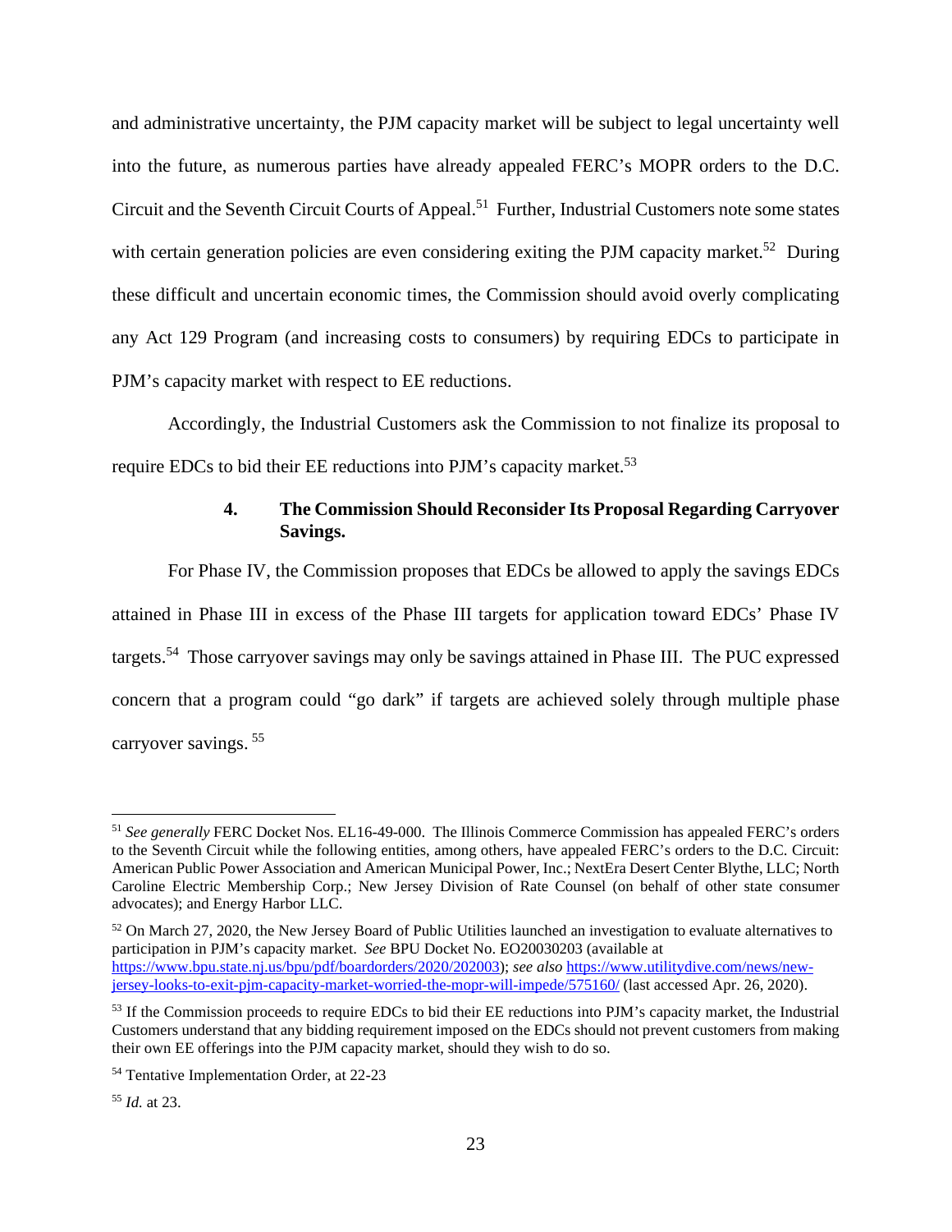and administrative uncertainty, the PJM capacity market will be subject to legal uncertainty well into the future, as numerous parties have already appealed FERC's MOPR orders to the D.C. Circuit and the Seventh Circuit Courts of Appeal.[51] Further, Industrial Customers note some states with certain generation policies are even considering exiting the PJM capacity market.[52] During these difficult and uncertain economic times, the Commission should avoid overly complicating any Act 129 Program (and increasing costs to consumers) by requiring EDCs to participate in PJM's capacity market with respect to EE reductions.

Accordingly, the Industrial Customers ask the Commission to not finalize its proposal to require EDCs to bid their EE reductions into PJM's capacity market.[53]

#### 4. The Commission Should Reconsider Its Proposal Regarding Carryover Savings.

For Phase IV, the Commission proposes that EDCs be allowed to apply the savings EDCs attained in Phase III in excess of the Phase III targets for application toward EDCs' Phase IV targets.[54] Those carryover savings may only be savings attained in Phase III. The PUC expressed concern that a program could "go dark" if targets are achieved solely through multiple phase carryover savings. [55]

---

[51] *See generally* FERC Docket Nos. EL16-49-000. The Illinois Commerce Commission has appealed FERC's orders to the Seventh Circuit while the following entities, among others, have appealed FERC's orders to the D.C. Circuit: American Public Power Association and American Municipal Power, Inc.; NextEra Desert Center Blythe, LLC; North Caroline Electric Membership Corp.; New Jersey Division of Rate Counsel (on behalf of other state consumer advocates); and Energy Harbor LLC.

[52] On March 27, 2020, the New Jersey Board of Public Utilities launched an investigation to evaluate alternatives to participation in PJM's capacity market. *See* BPU Docket No. EO20030203 (available at https://www.bpu.state.nj.us/bpu/pdf/boardorders/2020/202003); *see also* https://www.utilitydive.com/news/new-jersey-looks-to-exit-pjm-capacity-market-worried-the-mopr-will-impede/575160/ (last accessed Apr. 26, 2020).

[53] If the Commission proceeds to require EDCs to bid their EE reductions into PJM's capacity market, the Industrial Customers understand that any bidding requirement imposed on the EDCs should not prevent customers from making their own EE offerings into the PJM capacity market, should they wish to do so.

[54] Tentative Implementation Order, at 22-23

[55] *Id.* at 23.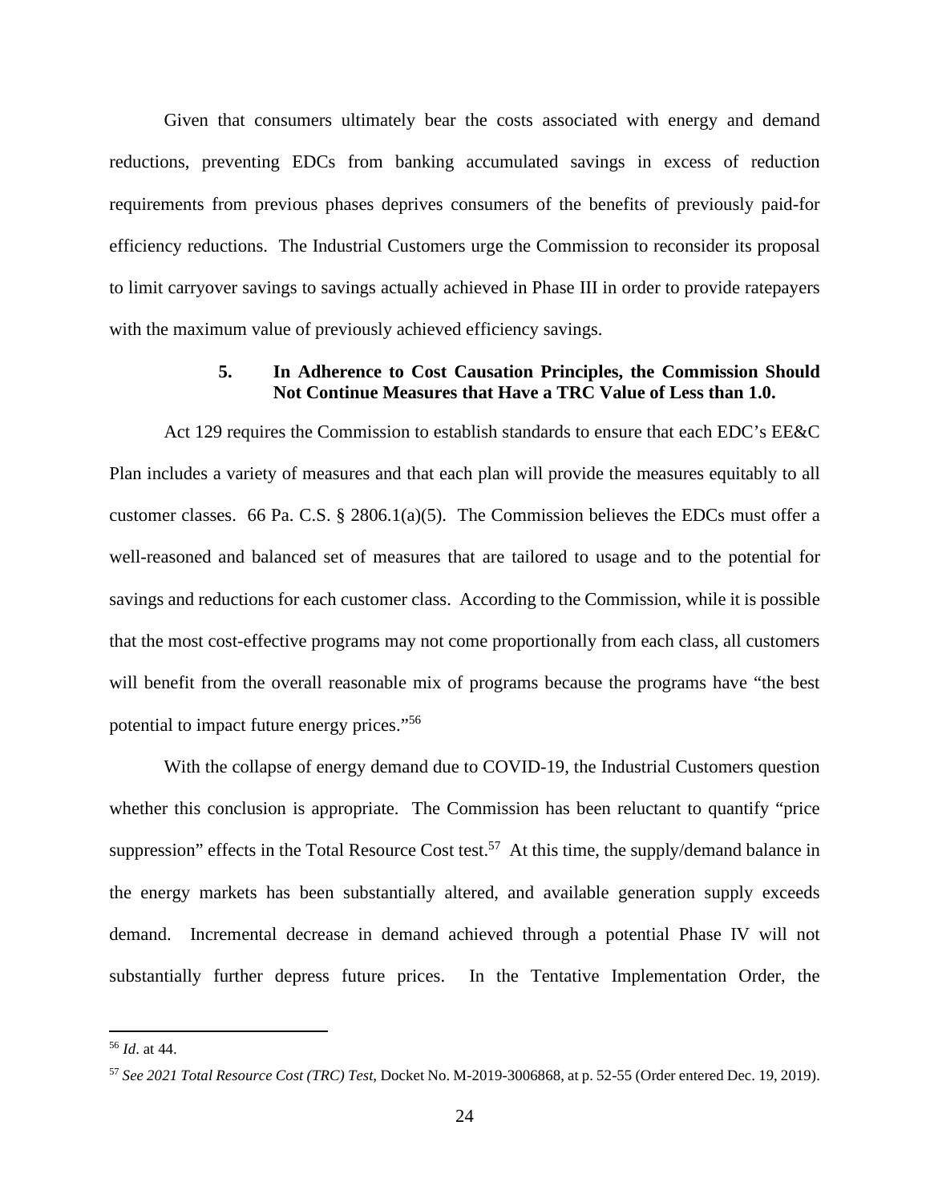Given that consumers ultimately bear the costs associated with energy and demand reductions, preventing EDCs from banking accumulated savings in excess of reduction requirements from previous phases deprives consumers of the benefits of previously paid-for efficiency reductions. The Industrial Customers urge the Commission to reconsider its proposal to limit carryover savings to savings actually achieved in Phase III in order to provide ratepayers with the maximum value of previously achieved efficiency savings.

#### 5. In Adherence to Cost Causation Principles, the Commission Should Not Continue Measures that Have a TRC Value of Less than 1.0.

Act 129 requires the Commission to establish standards to ensure that each EDC's EE&C Plan includes a variety of measures and that each plan will provide the measures equitably to all customer classes. 66 Pa. C.S. § 2806.1(a)(5). The Commission believes the EDCs must offer a well-reasoned and balanced set of measures that are tailored to usage and to the potential for savings and reductions for each customer class. According to the Commission, while it is possible that the most cost-effective programs may not come proportionally from each class, all customers will benefit from the overall reasonable mix of programs because the programs have "the best potential to impact future energy prices."[56]

With the collapse of energy demand due to COVID-19, the Industrial Customers question whether this conclusion is appropriate. The Commission has been reluctant to quantify "price suppression" effects in the Total Resource Cost test.[57] At this time, the supply/demand balance in the energy markets has been substantially altered, and available generation supply exceeds demand. Incremental decrease in demand achieved through a potential Phase IV will not substantially further depress future prices. In the Tentative Implementation Order, the

---

[56] *Id*. at 44.

[57] *See 2021 Total Resource Cost (TRC) Test*, Docket No. M-2019-3006868, at p. 52-55 (Order entered Dec. 19, 2019).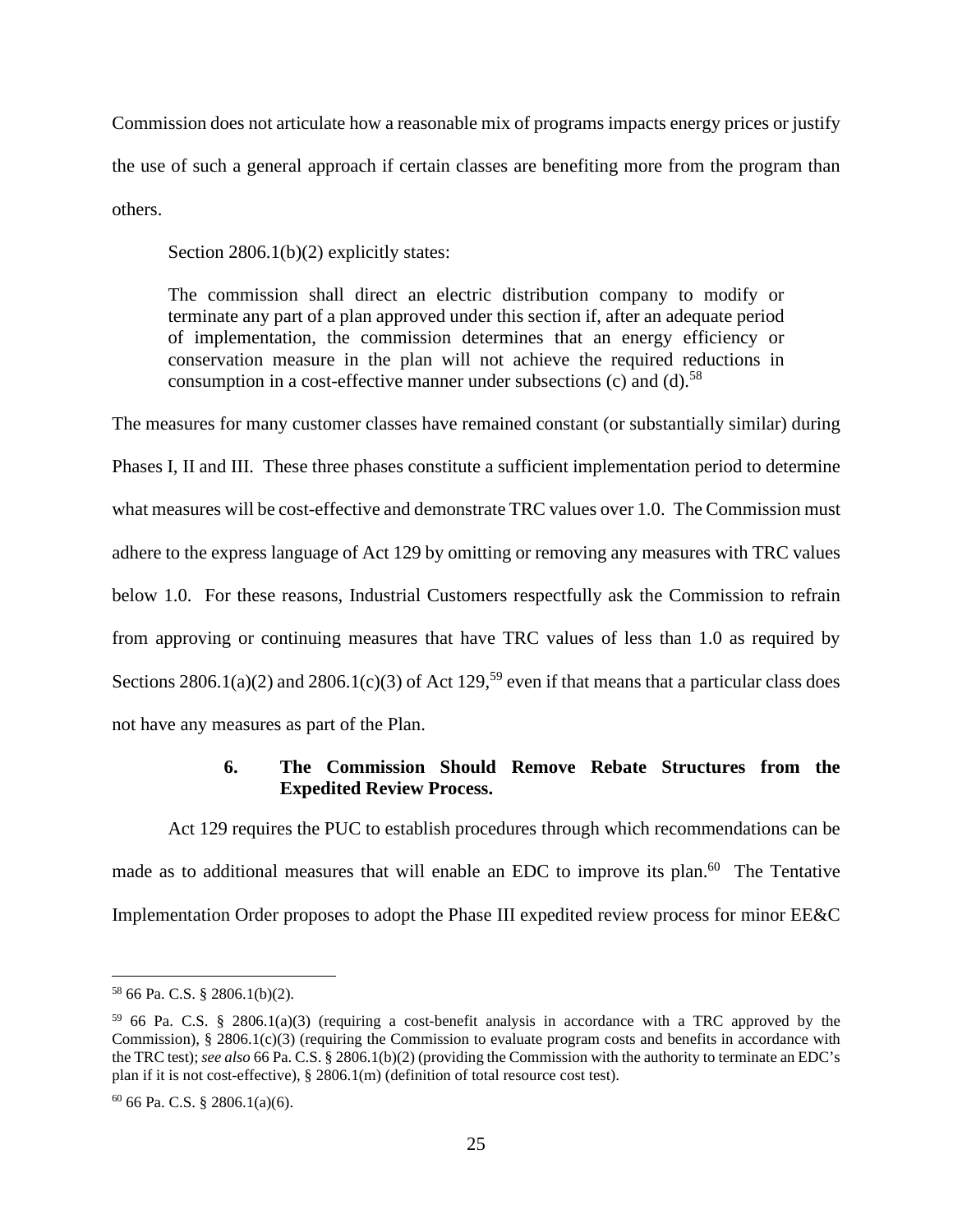Commission does not articulate how a reasonable mix of programs impacts energy prices or justify the use of such a general approach if certain classes are benefiting more from the program than others.

Section 2806.1(b)(2) explicitly states:

> The commission shall direct an electric distribution company to modify or terminate any part of a plan approved under this section if, after an adequate period of implementation, the commission determines that an energy efficiency or conservation measure in the plan will not achieve the required reductions in consumption in a cost-effective manner under subsections (c) and (d).[58]

The measures for many customer classes have remained constant (or substantially similar) during Phases I, II and III. These three phases constitute a sufficient implementation period to determine what measures will be cost-effective and demonstrate TRC values over 1.0. The Commission must adhere to the express language of Act 129 by omitting or removing any measures with TRC values below 1.0. For these reasons, Industrial Customers respectfully ask the Commission to refrain from approving or continuing measures that have TRC values of less than 1.0 as required by Sections 2806.1(a)(2) and 2806.1(c)(3) of Act 129,[59] even if that means that a particular class does not have any measures as part of the Plan.

### 6. The Commission Should Remove Rebate Structures from the Expedited Review Process.

Act 129 requires the PUC to establish procedures through which recommendations can be made as to additional measures that will enable an EDC to improve its plan.[60] The Tentative Implementation Order proposes to adopt the Phase III expedited review process for minor EE&C

---

[58] 66 Pa. C.S. § 2806.1(b)(2).

[59] 66 Pa. C.S. § 2806.1(a)(3) (requiring a cost-benefit analysis in accordance with a TRC approved by the Commission), § 2806.1(c)(3) (requiring the Commission to evaluate program costs and benefits in accordance with the TRC test); *see also* 66 Pa. C.S. § 2806.1(b)(2) (providing the Commission with the authority to terminate an EDC's plan if it is not cost-effective), § 2806.1(m) (definition of total resource cost test).

[60] 66 Pa. C.S. § 2806.1(a)(6).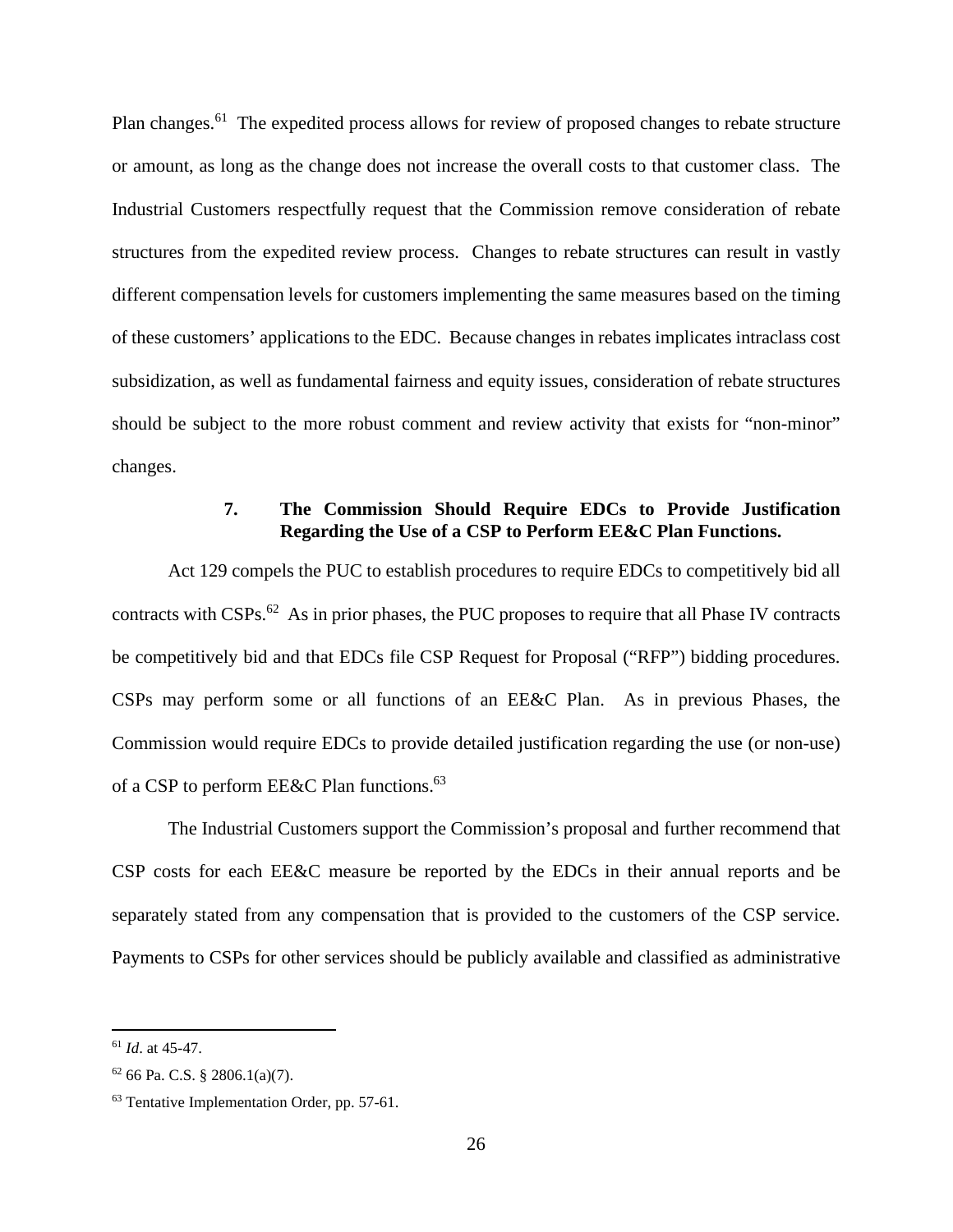Plan changes.[61] The expedited process allows for review of proposed changes to rebate structure or amount, as long as the change does not increase the overall costs to that customer class. The Industrial Customers respectfully request that the Commission remove consideration of rebate structures from the expedited review process. Changes to rebate structures can result in vastly different compensation levels for customers implementing the same measures based on the timing of these customers' applications to the EDC. Because changes in rebates implicates intraclass cost subsidization, as well as fundamental fairness and equity issues, consideration of rebate structures should be subject to the more robust comment and review activity that exists for "non-minor" changes.

#### 7. The Commission Should Require EDCs to Provide Justification Regarding the Use of a CSP to Perform EE&C Plan Functions.

Act 129 compels the PUC to establish procedures to require EDCs to competitively bid all contracts with CSPs.[62] As in prior phases, the PUC proposes to require that all Phase IV contracts be competitively bid and that EDCs file CSP Request for Proposal ("RFP") bidding procedures. CSPs may perform some or all functions of an EE&C Plan. As in previous Phases, the Commission would require EDCs to provide detailed justification regarding the use (or non-use) of a CSP to perform EE&C Plan functions.[63]

The Industrial Customers support the Commission's proposal and further recommend that CSP costs for each EE&C measure be reported by the EDCs in their annual reports and be separately stated from any compensation that is provided to the customers of the CSP service. Payments to CSPs for other services should be publicly available and classified as administrative

---

[61] *Id*. at 45-47.

[62] 66 Pa. C.S. § 2806.1(a)(7).

[63] Tentative Implementation Order, pp. 57-61.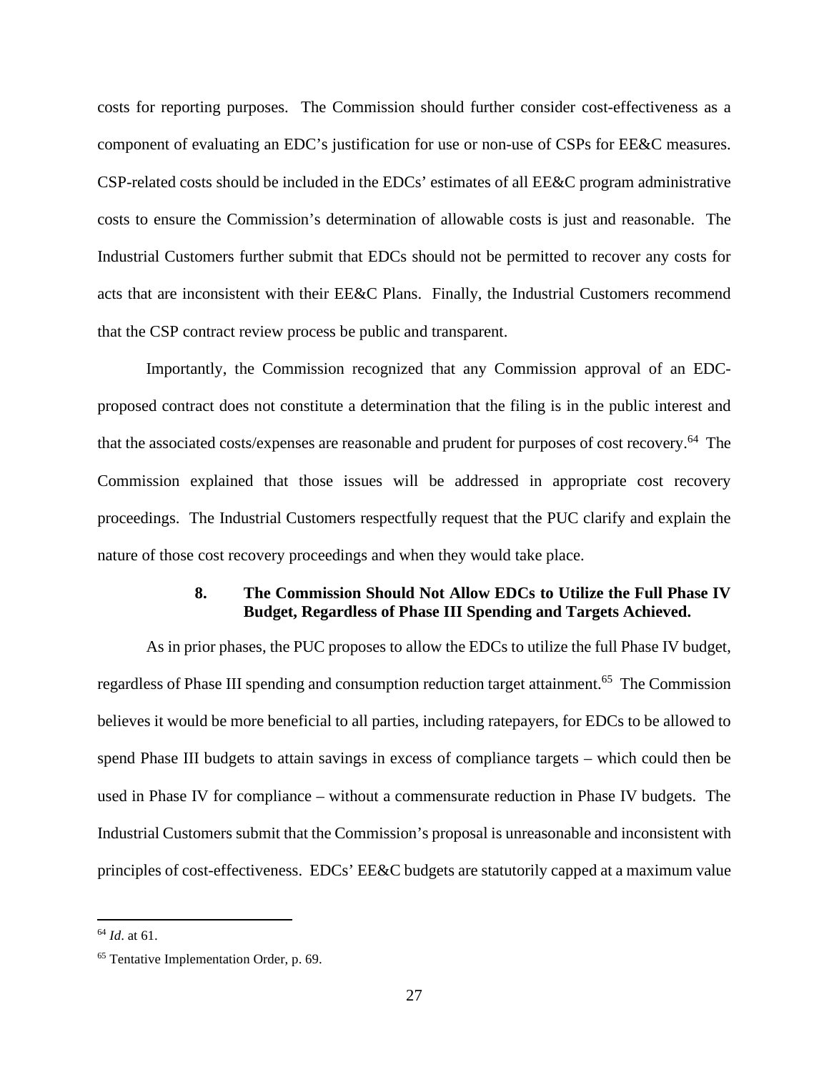costs for reporting purposes. The Commission should further consider cost-effectiveness as a component of evaluating an EDC's justification for use or non-use of CSPs for EE&C measures. CSP-related costs should be included in the EDCs' estimates of all EE&C program administrative costs to ensure the Commission's determination of allowable costs is just and reasonable. The Industrial Customers further submit that EDCs should not be permitted to recover any costs for acts that are inconsistent with their EE&C Plans. Finally, the Industrial Customers recommend that the CSP contract review process be public and transparent.

Importantly, the Commission recognized that any Commission approval of an EDC-proposed contract does not constitute a determination that the filing is in the public interest and that the associated costs/expenses are reasonable and prudent for purposes of cost recovery.[64] The Commission explained that those issues will be addressed in appropriate cost recovery proceedings. The Industrial Customers respectfully request that the PUC clarify and explain the nature of those cost recovery proceedings and when they would take place.

### 8. The Commission Should Not Allow EDCs to Utilize the Full Phase IV Budget, Regardless of Phase III Spending and Targets Achieved.

As in prior phases, the PUC proposes to allow the EDCs to utilize the full Phase IV budget, regardless of Phase III spending and consumption reduction target attainment.[65] The Commission believes it would be more beneficial to all parties, including ratepayers, for EDCs to be allowed to spend Phase III budgets to attain savings in excess of compliance targets – which could then be used in Phase IV for compliance – without a commensurate reduction in Phase IV budgets. The Industrial Customers submit that the Commission's proposal is unreasonable and inconsistent with principles of cost-effectiveness. EDCs' EE&C budgets are statutorily capped at a maximum value

---

[64] *Id*. at 61.

[65] Tentative Implementation Order, p. 69.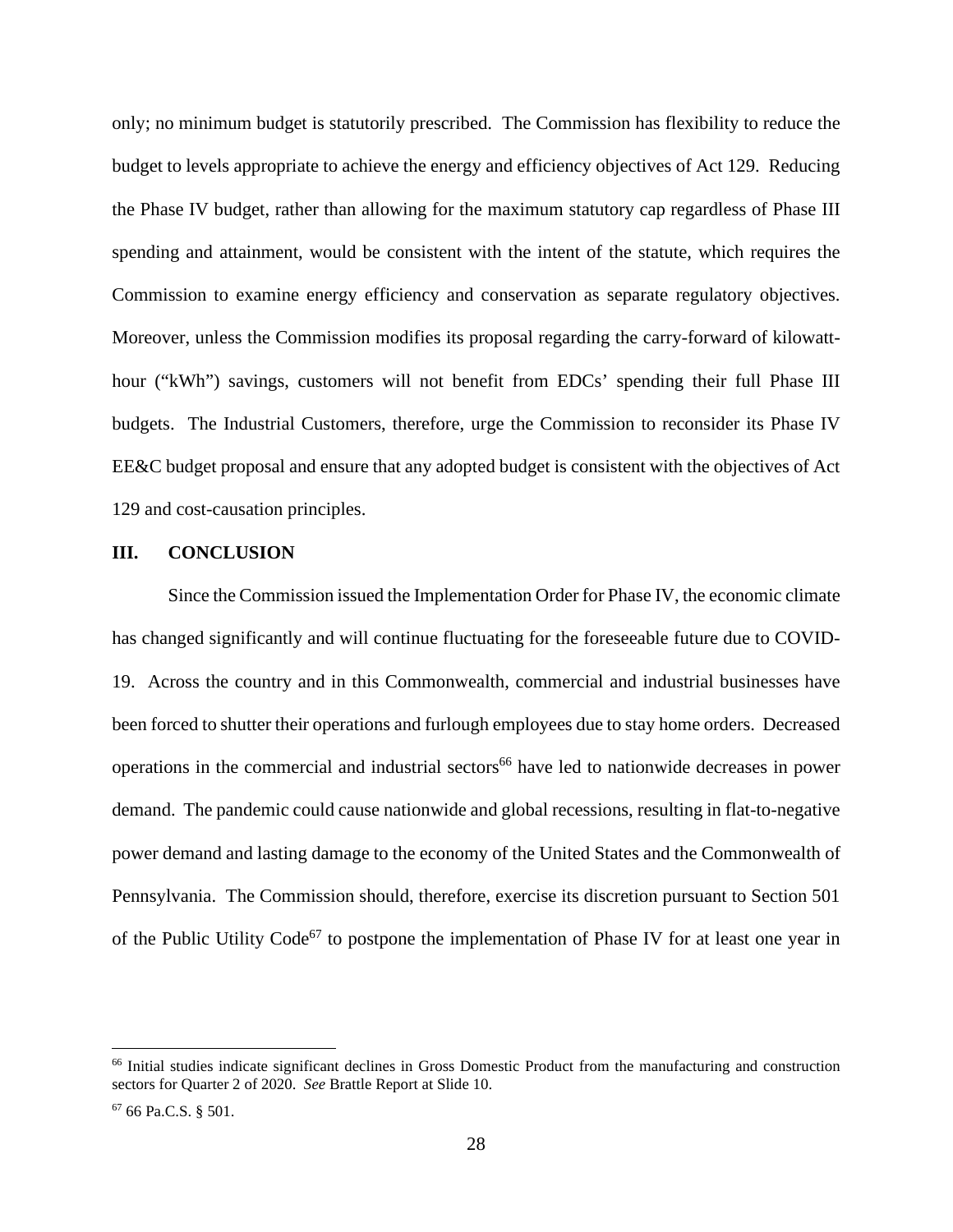only; no minimum budget is statutorily prescribed. The Commission has flexibility to reduce the budget to levels appropriate to achieve the energy and efficiency objectives of Act 129. Reducing the Phase IV budget, rather than allowing for the maximum statutory cap regardless of Phase III spending and attainment, would be consistent with the intent of the statute, which requires the Commission to examine energy efficiency and conservation as separate regulatory objectives. Moreover, unless the Commission modifies its proposal regarding the carry-forward of kilowatt-hour ("kWh") savings, customers will not benefit from EDCs' spending their full Phase III budgets. The Industrial Customers, therefore, urge the Commission to reconsider its Phase IV EE&C budget proposal and ensure that any adopted budget is consistent with the objectives of Act 129 and cost-causation principles.

## III. CONCLUSION

Since the Commission issued the Implementation Order for Phase IV, the economic climate has changed significantly and will continue fluctuating for the foreseeable future due to COVID-19. Across the country and in this Commonwealth, commercial and industrial businesses have been forced to shutter their operations and furlough employees due to stay home orders. Decreased operations in the commercial and industrial sectors[66] have led to nationwide decreases in power demand. The pandemic could cause nationwide and global recessions, resulting in flat-to-negative power demand and lasting damage to the economy of the United States and the Commonwealth of Pennsylvania. The Commission should, therefore, exercise its discretion pursuant to Section 501 of the Public Utility Code[67] to postpone the implementation of Phase IV for at least one year in

---

[66] Initial studies indicate significant declines in Gross Domestic Product from the manufacturing and construction sectors for Quarter 2 of 2020. *See* Brattle Report at Slide 10.

[67] 66 Pa.C.S. § 501.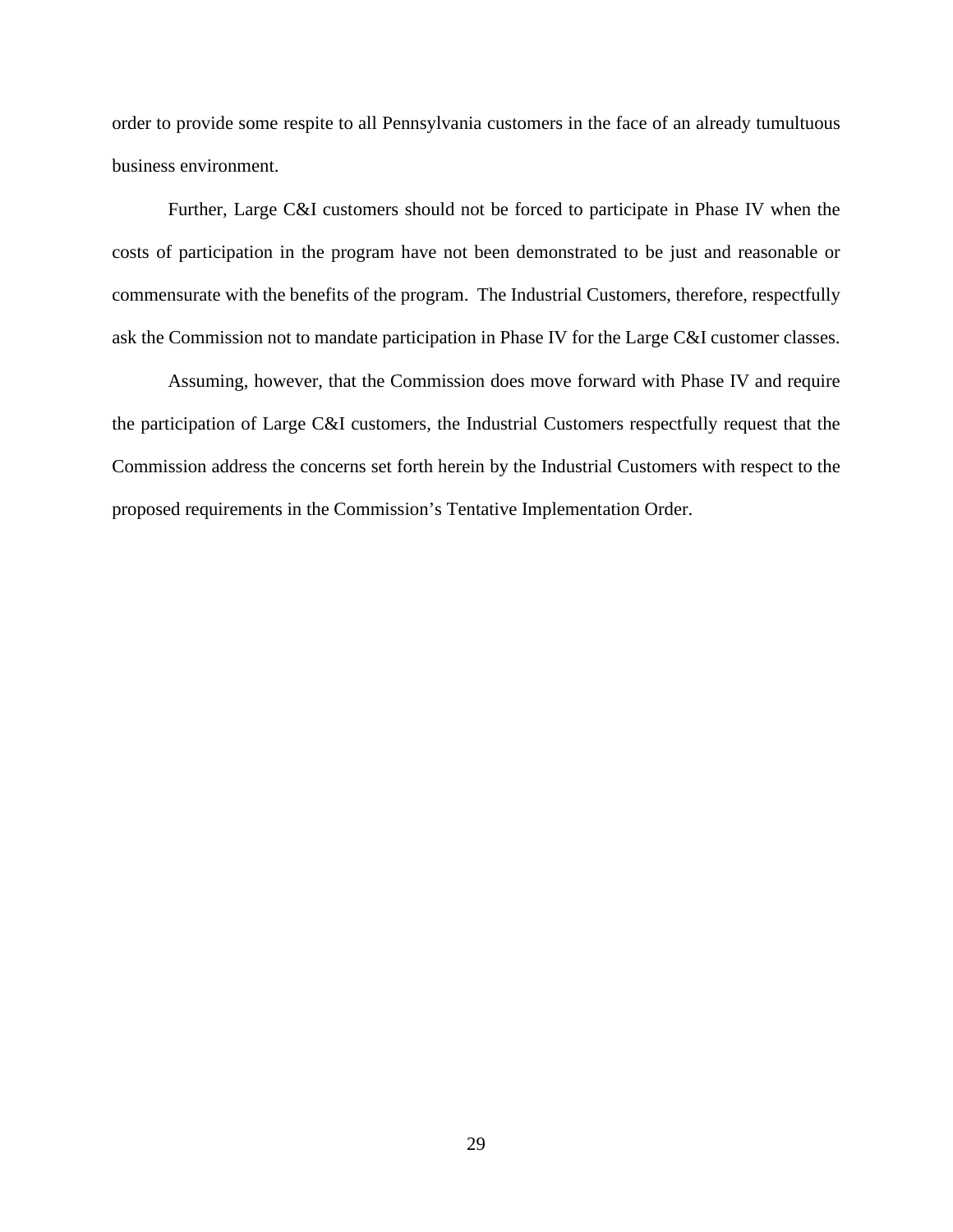order to provide some respite to all Pennsylvania customers in the face of an already tumultuous business environment.

Further, Large C&I customers should not be forced to participate in Phase IV when the costs of participation in the program have not been demonstrated to be just and reasonable or commensurate with the benefits of the program. The Industrial Customers, therefore, respectfully ask the Commission not to mandate participation in Phase IV for the Large C&I customer classes.

Assuming, however, that the Commission does move forward with Phase IV and require the participation of Large C&I customers, the Industrial Customers respectfully request that the Commission address the concerns set forth herein by the Industrial Customers with respect to the proposed requirements in the Commission's Tentative Implementation Order.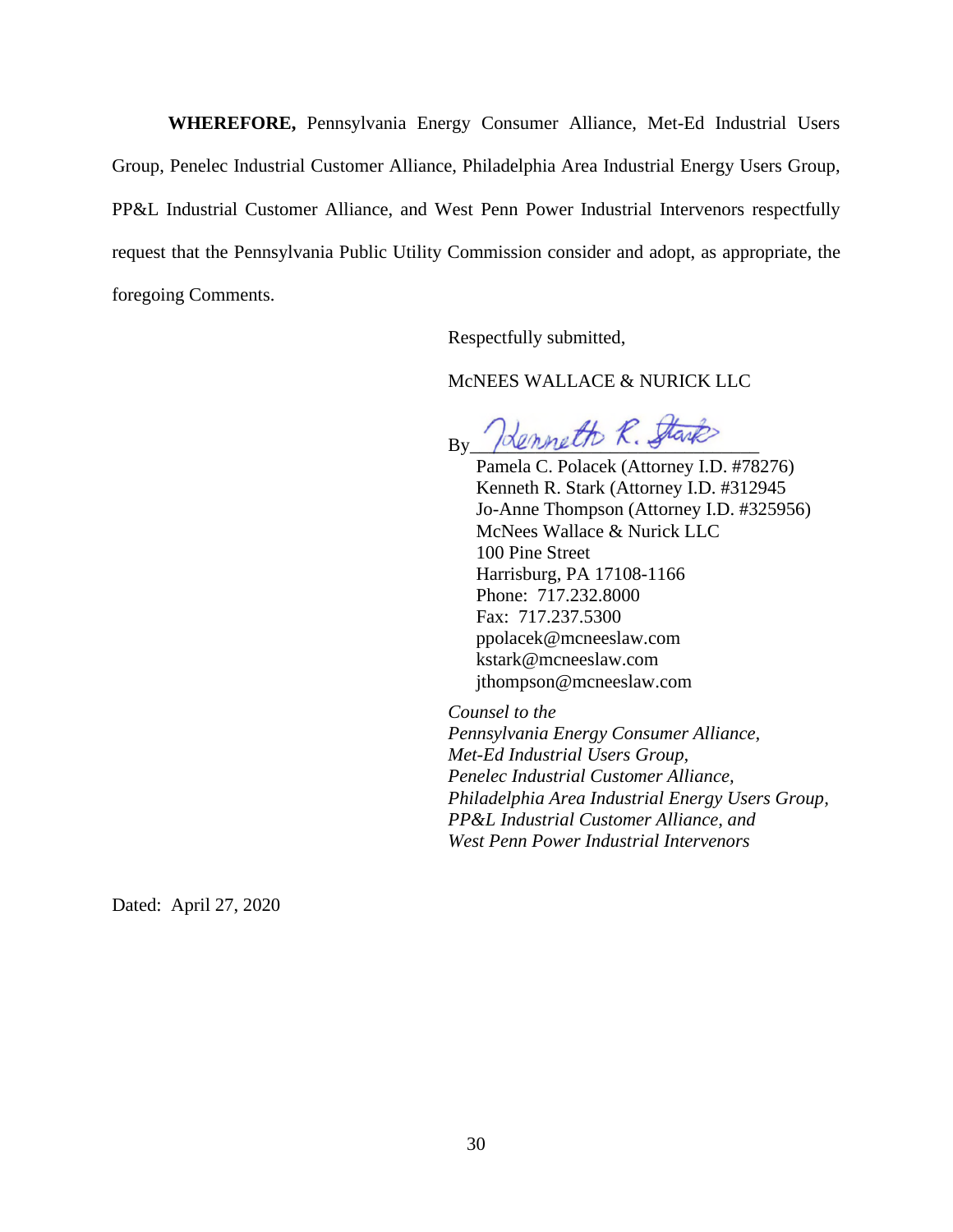**WHEREFORE,** Pennsylvania Energy Consumer Alliance, Met-Ed Industrial Users Group, Penelec Industrial Customer Alliance, Philadelphia Area Industrial Energy Users Group, PP&L Industrial Customer Alliance, and West Penn Power Industrial Intervenors respectfully request that the Pennsylvania Public Utility Commission consider and adopt, as appropriate, the foregoing Comments.

Respectfully submitted,

McNEES WALLACE & NURICK LLC

By Kenneth R. Stark

Pamela C. Polacek (Attorney I.D. #78276)
Kenneth R. Stark (Attorney I.D. #312945
Jo-Anne Thompson (Attorney I.D. #325956)
McNees Wallace & Nurick LLC
100 Pine Street
Harrisburg, PA 17108-1166
Phone: 717.232.8000
Fax: 717.237.5300
ppolacek@mcneeslaw.com
kstark@mcneeslaw.com
jthompson@mcneeslaw.com

*Counsel to the*
*Pennsylvania Energy Consumer Alliance,*
*Met-Ed Industrial Users Group,*
*Penelec Industrial Customer Alliance,*
*Philadelphia Area Industrial Energy Users Group,*
*PP&L Industrial Customer Alliance, and*
*West Penn Power Industrial Intervenors*

Dated: April 27, 2020